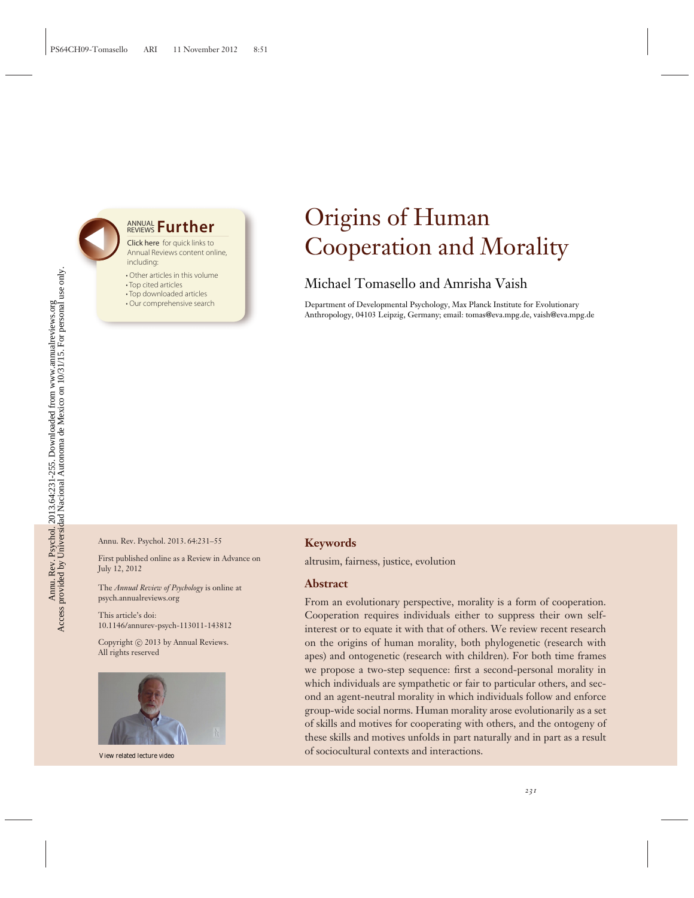# Origins of Human Cooperation and Morality

## Michael Tomasello and Amrisha Vaish

Department of Developmental Psychology, Max Planck Institute for Evolutionary Anthropology, 04103 Leipzig, Germany; email: tomas@eva.mpg.de, vaish@eva.mpg.de

Annu. Rev. Psychol. 2013. 64:231–55

First published online as a Review in Advance on July 12, 2012

The *Annual Review of Psychology* is online at psych.annualreviews.org

This article's doi:
10.1146/annurev-psych-113011-143812

Copyright © 2013 by Annual Reviews.
All rights reserved

### Keywords

altrusim, fairness, justice, evolution

### Abstract

From an evolutionary perspective, morality is a form of cooperation. Cooperation requires individuals either to suppress their own self-interest or to equate it with that of others. We review recent research on the origins of human morality, both phylogenetic (research with apes) and ontogenetic (research with children). For both time frames we propose a two-step sequence: first a second-personal morality in which individuals are sympathetic or fair to particular others, and second an agent-neutral morality in which individuals follow and enforce group-wide social norms. Human morality arose evolutionarily as a set of skills and motives for cooperating with others, and the ontogeny of these skills and motives unfolds in part naturally and in part as a result of sociocultural contexts and interactions.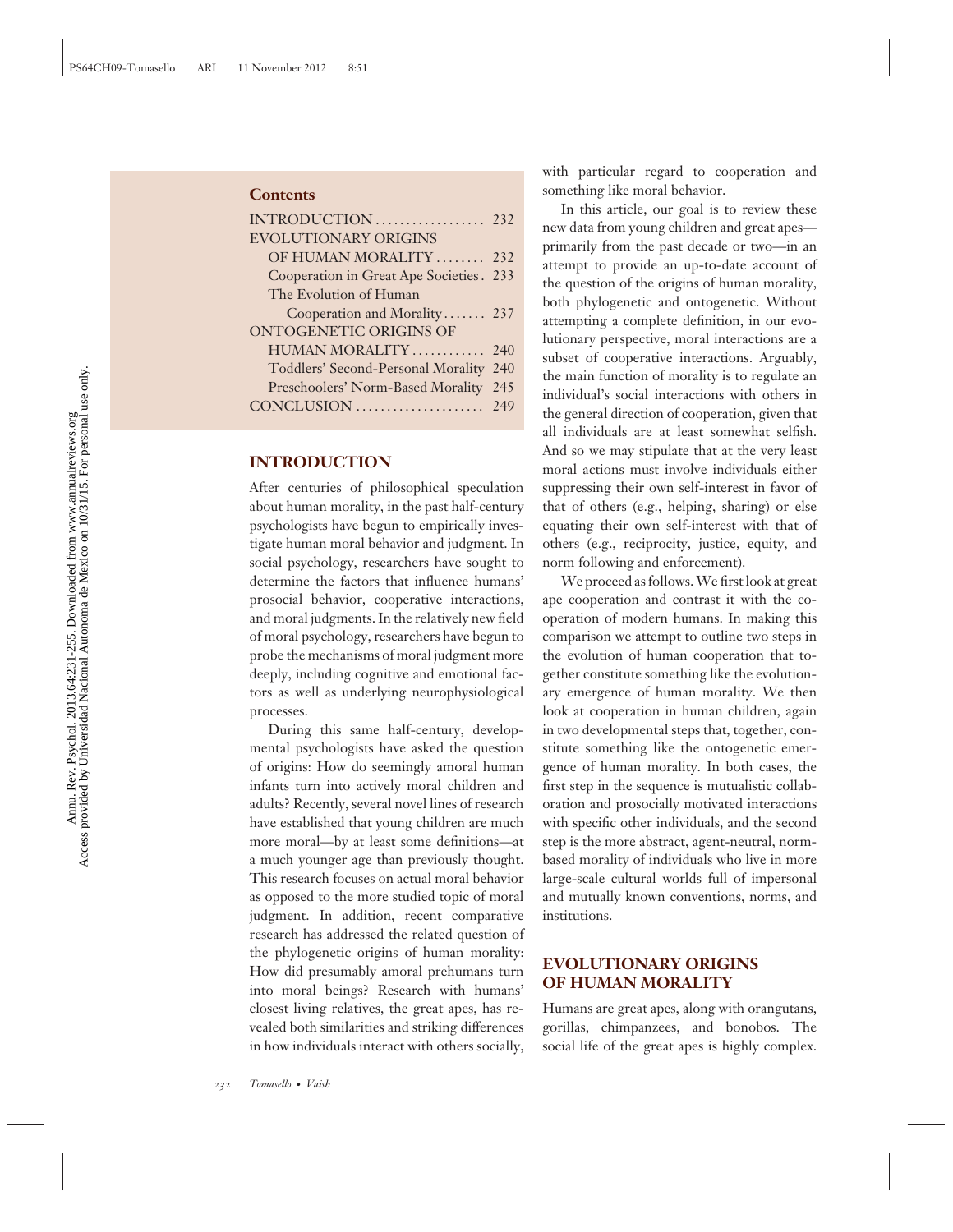**Contents**

| | |
|---|---|
| INTRODUCTION | 232 |
| EVOLUTIONARY ORIGINS OF HUMAN MORALITY | 232 |
| Cooperation in Great Ape Societies | 233 |
| The Evolution of Human Cooperation and Morality | 237 |
| ONTOGENETIC ORIGINS OF HUMAN MORALITY | 240 |
| Toddlers' Second-Personal Morality | 240 |
| Preschoolers' Norm-Based Morality | 245 |
| CONCLUSION | 249 |

## INTRODUCTION

After centuries of philosophical speculation about human morality, in the past half-century psychologists have begun to empirically investigate human moral behavior and judgment. In social psychology, researchers have sought to determine the factors that influence humans' prosocial behavior, cooperative interactions, and moral judgments. In the relatively new field of moral psychology, researchers have begun to probe the mechanisms of moral judgment more deeply, including cognitive and emotional factors as well as underlying neurophysiological processes.

During this same half-century, developmental psychologists have asked the question of origins: How do seemingly amoral human infants turn into actively moral children and adults? Recently, several novel lines of research have established that young children are much more moral—by at least some definitions—at a much younger age than previously thought. This research focuses on actual moral behavior as opposed to the more studied topic of moral judgment. In addition, recent comparative research has addressed the related question of the phylogenetic origins of human morality: How did presumably amoral prehumans turn into moral beings? Research with humans' closest living relatives, the great apes, has revealed both similarities and striking differences in how individuals interact with others socially, with particular regard to cooperation and something like moral behavior.

In this article, our goal is to review these new data from young children and great apes—primarily from the past decade or two—in an attempt to provide an up-to-date account of the question of the origins of human morality, both phylogenetic and ontogenetic. Without attempting a complete definition, in our evolutionary perspective, moral interactions are a subset of cooperative interactions. Arguably, the main function of morality is to regulate an individual's social interactions with others in the general direction of cooperation, given that all individuals are at least somewhat selfish. And so we may stipulate that at the very least moral actions must involve individuals either suppressing their own self-interest in favor of that of others (e.g., helping, sharing) or else equating their own self-interest with that of others (e.g., reciprocity, justice, equity, and norm following and enforcement).

We proceed as follows. We first look at great ape cooperation and contrast it with the cooperation of modern humans. In making this comparison we attempt to outline two steps in the evolution of human cooperation that together constitute something like the evolutionary emergence of human morality. We then look at cooperation in human children, again in two developmental steps that, together, constitute something like the ontogenetic emergence of human morality. In both cases, the first step in the sequence is mutualistic collaboration and prosocially motivated interactions with specific other individuals, and the second step is the more abstract, agent-neutral, norm-based morality of individuals who live in more large-scale cultural worlds full of impersonal and mutually known conventions, norms, and institutions.

## EVOLUTIONARY ORIGINS OF HUMAN MORALITY

Humans are great apes, along with orangutans, gorillas, chimpanzees, and bonobos. The social life of the great apes is highly complex.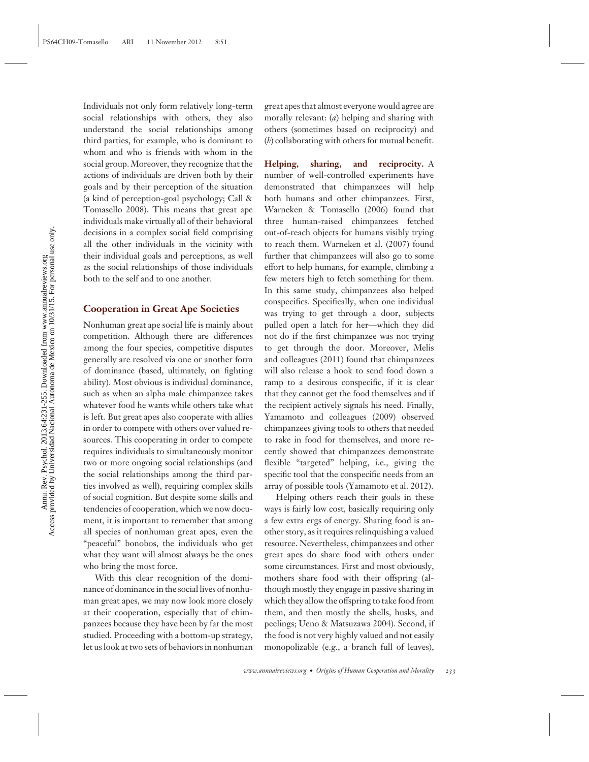Individuals not only form relatively long-term social relationships with others, they also understand the social relationships among third parties, for example, who is dominant to whom and who is friends with whom in the social group. Moreover, they recognize that the actions of individuals are driven both by their goals and by their perception of the situation (a kind of perception-goal psychology; Call & Tomasello 2008). This means that great ape individuals make virtually all of their behavioral decisions in a complex social field comprising all the other individuals in the vicinity with their individual goals and perceptions, as well as the social relationships of those individuals both to the self and to one another.

## Cooperation in Great Ape Societies

Nonhuman great ape social life is mainly about competition. Although there are differences among the four species, competitive disputes generally are resolved via one or another form of dominance (based, ultimately, on fighting ability). Most obvious is individual dominance, such as when an alpha male chimpanzee takes whatever food he wants while others take what is left. But great apes also cooperate with allies in order to compete with others over valued resources. This cooperating in order to compete requires individuals to simultaneously monitor two or more ongoing social relationships (and the social relationships among the third parties involved as well), requiring complex skills of social cognition. But despite some skills and tendencies of cooperation, which we now document, it is important to remember that among all species of nonhuman great apes, even the "peaceful" bonobos, the individuals who get what they want will almost always be the ones who bring the most force.

With this clear recognition of the dominance of dominance in the social lives of nonhuman great apes, we may now look more closely at their cooperation, especially that of chimpanzees because they have been by far the most studied. Proceeding with a bottom-up strategy, let us look at two sets of behaviors in nonhuman great apes that almost everyone would agree are morally relevant: (*a*) helping and sharing with others (sometimes based on reciprocity) and (*b*) collaborating with others for mutual benefit.

**Helping, sharing, and reciprocity.** A number of well-controlled experiments have demonstrated that chimpanzees will help both humans and other chimpanzees. First, Warneken & Tomasello (2006) found that three human-raised chimpanzees fetched out-of-reach objects for humans visibly trying to reach them. Warneken et al. (2007) found further that chimpanzees will also go to some effort to help humans, for example, climbing a few meters high to fetch something for them. In this same study, chimpanzees also helped conspecifics. Specifically, when one individual was trying to get through a door, subjects pulled open a latch for her—which they did not do if the first chimpanzee was not trying to get through the door. Moreover, Melis and colleagues (2011) found that chimpanzees will also release a hook to send food down a ramp to a desirous conspecific, if it is clear that they cannot get the food themselves and if the recipient actively signals his need. Finally, Yamamoto and colleagues (2009) observed chimpanzees giving tools to others that needed to rake in food for themselves, and more recently showed that chimpanzees demonstrate flexible "targeted" helping, i.e., giving the specific tool that the conspecific needs from an array of possible tools (Yamamoto et al. 2012).

Helping others reach their goals in these ways is fairly low cost, basically requiring only a few extra ergs of energy. Sharing food is another story, as it requires relinquishing a valued resource. Nevertheless, chimpanzees and other great apes do share food with others under some circumstances. First and most obviously, mothers share food with their offspring (although mostly they engage in passive sharing in which they allow the offspring to take food from them, and then mostly the shells, husks, and peelings; Ueno & Matsuzawa 2004). Second, if the food is not very highly valued and not easily monopolizable (e.g., a branch full of leaves),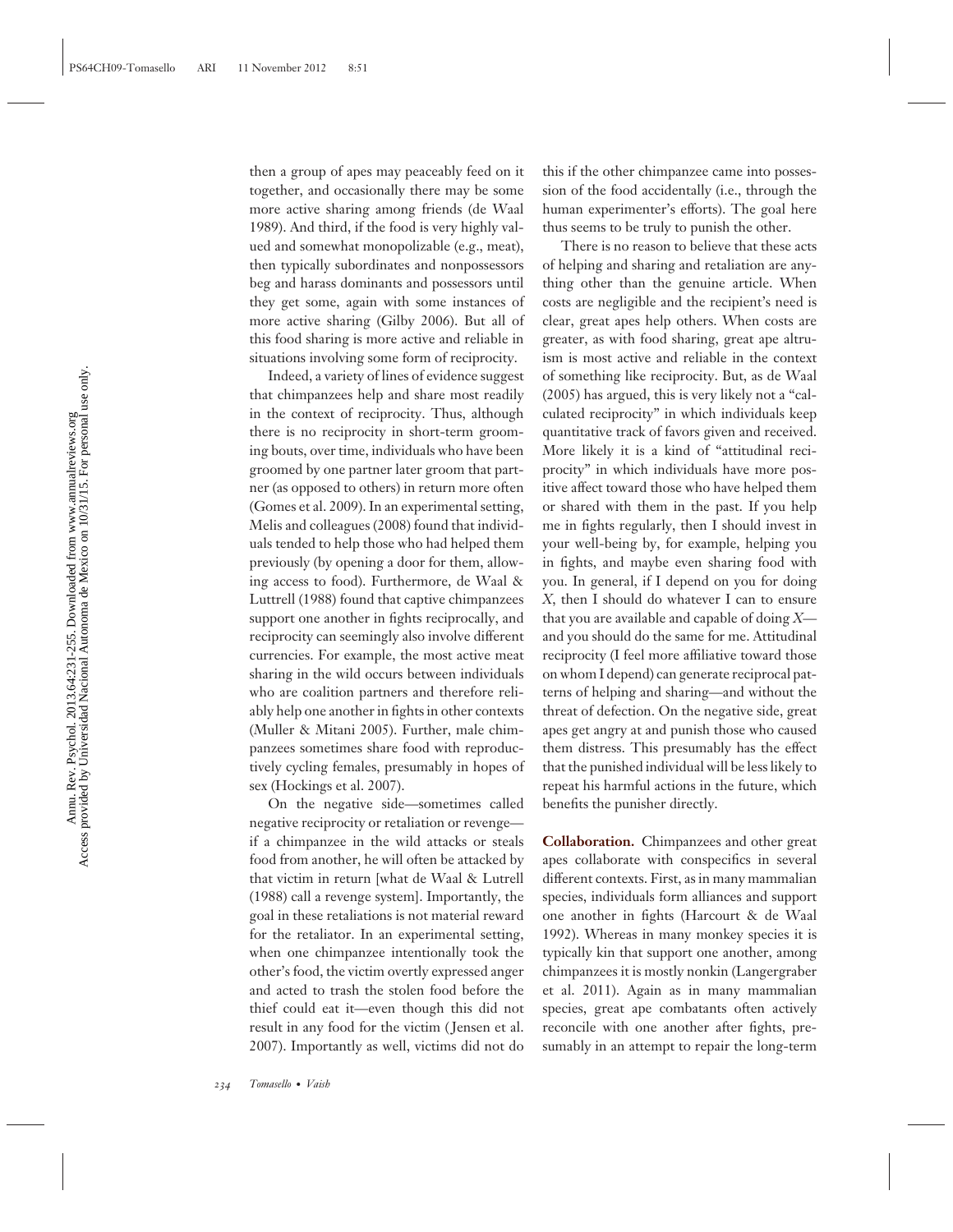then a group of apes may peaceably feed on it together, and occasionally there may be some more active sharing among friends (de Waal 1989). And third, if the food is very highly valued and somewhat monopolizable (e.g., meat), then typically subordinates and nonpossessors beg and harass dominants and possessors until they get some, again with some instances of more active sharing (Gilby 2006). But all of this food sharing is more active and reliable in situations involving some form of reciprocity.

Indeed, a variety of lines of evidence suggest that chimpanzees help and share most readily in the context of reciprocity. Thus, although there is no reciprocity in short-term grooming bouts, over time, individuals who have been groomed by one partner later groom that partner (as opposed to others) in return more often (Gomes et al. 2009). In an experimental setting, Melis and colleagues (2008) found that individuals tended to help those who had helped them previously (by opening a door for them, allowing access to food). Furthermore, de Waal & Luttrell (1988) found that captive chimpanzees support one another in fights reciprocally, and reciprocity can seemingly also involve different currencies. For example, the most active meat sharing in the wild occurs between individuals who are coalition partners and therefore reliably help one another in fights in other contexts (Muller & Mitani 2005). Further, male chimpanzees sometimes share food with reproductively cycling females, presumably in hopes of sex (Hockings et al. 2007).

On the negative side—sometimes called negative reciprocity or retaliation or revenge—if a chimpanzee in the wild attacks or steals food from another, he will often be attacked by that victim in return [what de Waal & Lutrell (1988) call a revenge system]. Importantly, the goal in these retaliations is not material reward for the retaliator. In an experimental setting, when one chimpanzee intentionally took the other's food, the victim overtly expressed anger and acted to trash the stolen food before the thief could eat it—even though this did not result in any food for the victim (Jensen et al. 2007). Importantly as well, victims did not do this if the other chimpanzee came into possession of the food accidentally (i.e., through the human experimenter's efforts). The goal here thus seems to be truly to punish the other.

There is no reason to believe that these acts of helping and sharing and retaliation are anything other than the genuine article. When costs are negligible and the recipient's need is clear, great apes help others. When costs are greater, as with food sharing, great ape altruism is most active and reliable in the context of something like reciprocity. But, as de Waal (2005) has argued, this is very likely not a "calculated reciprocity" in which individuals keep quantitative track of favors given and received. More likely it is a kind of "attitudinal reciprocity" in which individuals have more positive affect toward those who have helped them or shared with them in the past. If you help me in fights regularly, then I should invest in your well-being by, for example, helping you in fights, and maybe even sharing food with you. In general, if I depend on you for doing *X*, then I should do whatever I can to ensure that you are available and capable of doing *X*—and you should do the same for me. Attitudinal reciprocity (I feel more affiliative toward those on whom I depend) can generate reciprocal patterns of helping and sharing—and without the threat of defection. On the negative side, great apes get angry at and punish those who caused them distress. This presumably has the effect that the punished individual will be less likely to repeat his harmful actions in the future, which benefits the punisher directly.

**Collaboration.** Chimpanzees and other great apes collaborate with conspecifics in several different contexts. First, as in many mammalian species, individuals form alliances and support one another in fights (Harcourt & de Waal 1992). Whereas in many monkey species it is typically kin that support one another, among chimpanzees it is mostly nonkin (Langergraber et al. 2011). Again as in many mammalian species, great ape combatants often actively reconcile with one another after fights, presumably in an attempt to repair the long-term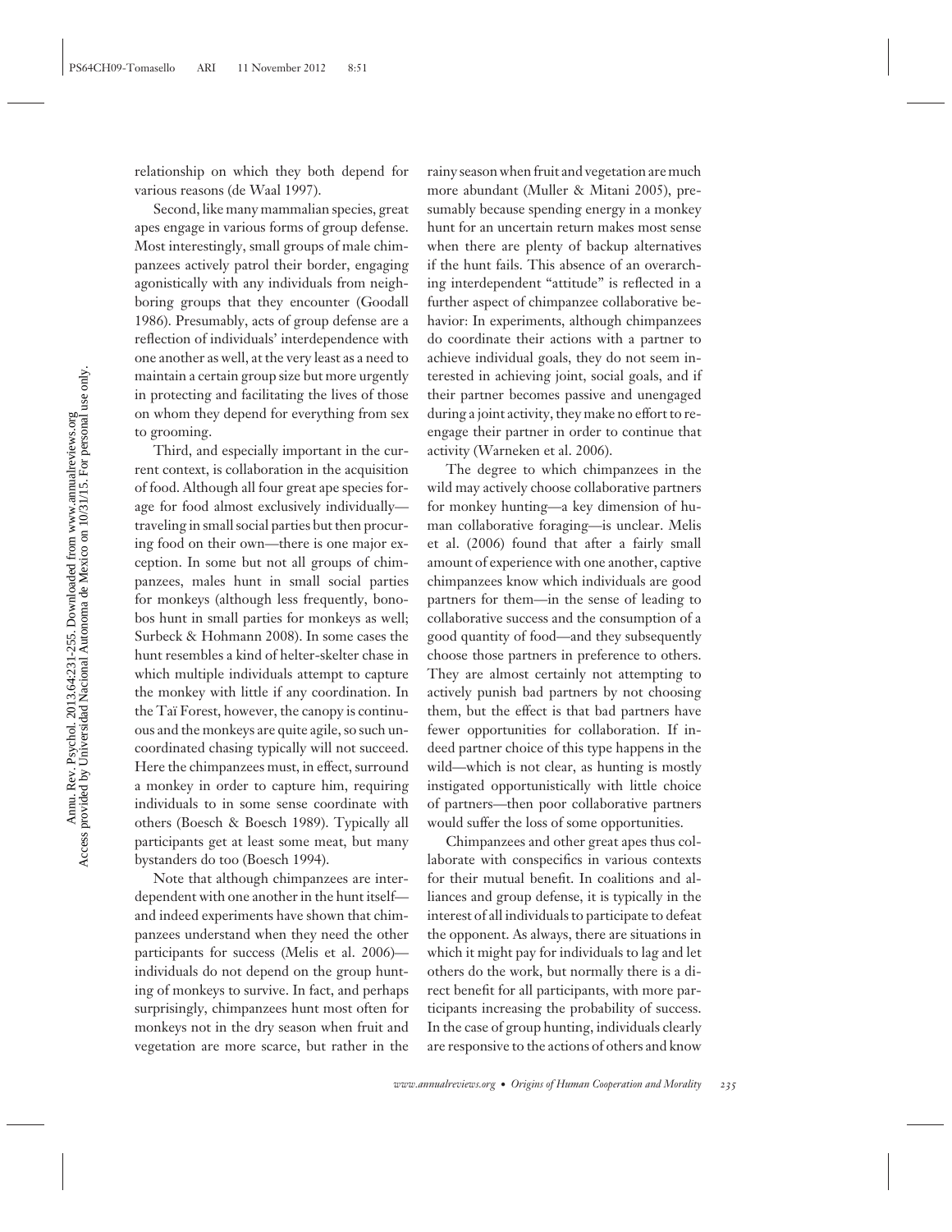relationship on which they both depend for various reasons (de Waal 1997).

Second, like many mammalian species, great apes engage in various forms of group defense. Most interestingly, small groups of male chimpanzees actively patrol their border, engaging agonistically with any individuals from neighboring groups that they encounter (Goodall 1986). Presumably, acts of group defense are a reflection of individuals' interdependence with one another as well, at the very least as a need to maintain a certain group size but more urgently in protecting and facilitating the lives of those on whom they depend for everything from sex to grooming.

Third, and especially important in the current context, is collaboration in the acquisition of food. Although all four great ape species forage for food almost exclusively individually—traveling in small social parties but then procuring food on their own—there is one major exception. In some but not all groups of chimpanzees, males hunt in small social parties for monkeys (although less frequently, bonobos hunt in small parties for monkeys as well; Surbeck & Hohmann 2008). In some cases the hunt resembles a kind of helter-skelter chase in which multiple individuals attempt to capture the monkey with little if any coordination. In the Taï Forest, however, the canopy is continuous and the monkeys are quite agile, so such uncoordinated chasing typically will not succeed. Here the chimpanzees must, in effect, surround a monkey in order to capture him, requiring individuals to in some sense coordinate with others (Boesch & Boesch 1989). Typically all participants get at least some meat, but many bystanders do too (Boesch 1994).

Note that although chimpanzees are interdependent with one another in the hunt itself—and indeed experiments have shown that chimpanzees understand when they need the other participants for success (Melis et al. 2006)—individuals do not depend on the group hunting of monkeys to survive. In fact, and perhaps surprisingly, chimpanzees hunt most often for monkeys not in the dry season when fruit and vegetation are more scarce, but rather in the rainy season when fruit and vegetation are much more abundant (Muller & Mitani 2005), presumably because spending energy in a monkey hunt for an uncertain return makes most sense when there are plenty of backup alternatives if the hunt fails. This absence of an overarching interdependent "attitude" is reflected in a further aspect of chimpanzee collaborative behavior: In experiments, although chimpanzees do coordinate their actions with a partner to achieve individual goals, they do not seem interested in achieving joint, social goals, and if their partner becomes passive and unengaged during a joint activity, they make no effort to re-engage their partner in order to continue that activity (Warneken et al. 2006).

The degree to which chimpanzees in the wild may actively choose collaborative partners for monkey hunting—a key dimension of human collaborative foraging—is unclear. Melis et al. (2006) found that after a fairly small amount of experience with one another, captive chimpanzees know which individuals are good partners for them—in the sense of leading to collaborative success and the consumption of a good quantity of food—and they subsequently choose those partners in preference to others. They are almost certainly not attempting to actively punish bad partners by not choosing them, but the effect is that bad partners have fewer opportunities for collaboration. If indeed partner choice of this type happens in the wild—which is not clear, as hunting is mostly instigated opportunistically with little choice of partners—then poor collaborative partners would suffer the loss of some opportunities.

Chimpanzees and other great apes thus collaborate with conspecifics in various contexts for their mutual benefit. In coalitions and alliances and group defense, it is typically in the interest of all individuals to participate to defeat the opponent. As always, there are situations in which it might pay for individuals to lag and let others do the work, but normally there is a direct benefit for all participants, with more participants increasing the probability of success. In the case of group hunting, individuals clearly are responsive to the actions of others and know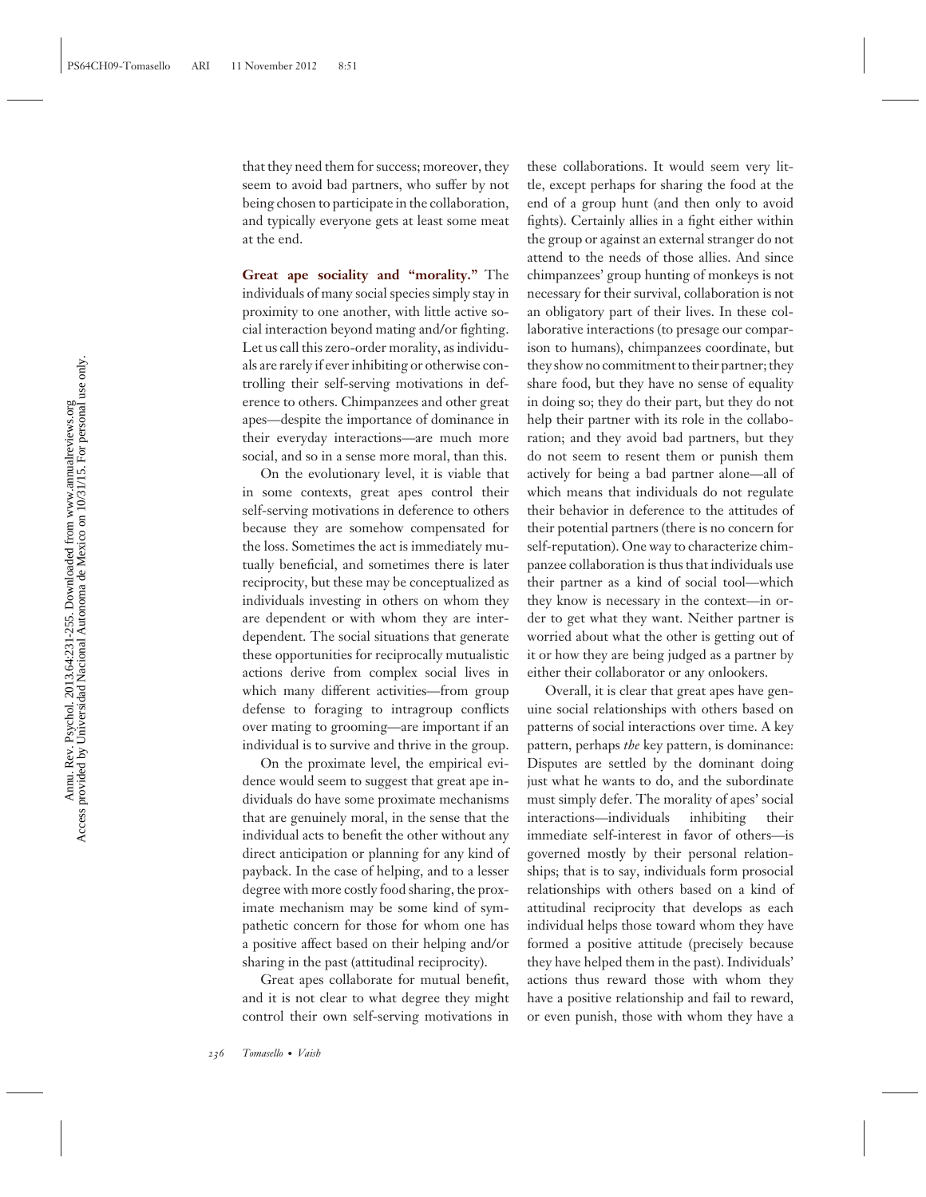that they need them for success; moreover, they seem to avoid bad partners, who suffer by not being chosen to participate in the collaboration, and typically everyone gets at least some meat at the end.

**Great ape sociality and "morality."** The individuals of many social species simply stay in proximity to one another, with little active social interaction beyond mating and/or fighting. Let us call this zero-order morality, as individuals are rarely if ever inhibiting or otherwise controlling their self-serving motivations in deference to others. Chimpanzees and other great apes—despite the importance of dominance in their everyday interactions—are much more social, and so in a sense more moral, than this.

On the evolutionary level, it is viable that in some contexts, great apes control their self-serving motivations in deference to others because they are somehow compensated for the loss. Sometimes the act is immediately mutually beneficial, and sometimes there is later reciprocity, but these may be conceptualized as individuals investing in others on whom they are dependent or with whom they are interdependent. The social situations that generate these opportunities for reciprocally mutualistic actions derive from complex social lives in which many different activities—from group defense to foraging to intragroup conflicts over mating to grooming—are important if an individual is to survive and thrive in the group.

On the proximate level, the empirical evidence would seem to suggest that great ape individuals do have some proximate mechanisms that are genuinely moral, in the sense that the individual acts to benefit the other without any direct anticipation or planning for any kind of payback. In the case of helping, and to a lesser degree with more costly food sharing, the proximate mechanism may be some kind of sympathetic concern for those for whom one has a positive affect based on their helping and/or sharing in the past (attitudinal reciprocity).

Great apes collaborate for mutual benefit, and it is not clear to what degree they might control their own self-serving motivations in these collaborations. It would seem very little, except perhaps for sharing the food at the end of a group hunt (and then only to avoid fights). Certainly allies in a fight either within the group or against an external stranger do not attend to the needs of those allies. And since chimpanzees' group hunting of monkeys is not necessary for their survival, collaboration is not an obligatory part of their lives. In these collaborative interactions (to presage our comparison to humans), chimpanzees coordinate, but they show no commitment to their partner; they share food, but they have no sense of equality in doing so; they do their part, but they do not help their partner with its role in the collaboration; and they avoid bad partners, but they do not seem to resent them or punish them actively for being a bad partner alone—all of which means that individuals do not regulate their behavior in deference to the attitudes of their potential partners (there is no concern for self-reputation). One way to characterize chimpanzee collaboration is thus that individuals use their partner as a kind of social tool—which they know is necessary in the context—in order to get what they want. Neither partner is worried about what the other is getting out of it or how they are being judged as a partner by either their collaborator or any onlookers.

Overall, it is clear that great apes have genuine social relationships with others based on patterns of social interactions over time. A key pattern, perhaps *the* key pattern, is dominance: Disputes are settled by the dominant doing just what he wants to do, and the subordinate must simply defer. The morality of apes' social interactions—individuals inhibiting their immediate self-interest in favor of others—is governed mostly by their personal relationships; that is to say, individuals form prosocial relationships with others based on a kind of attitudinal reciprocity that develops as each individual helps those toward whom they have formed a positive attitude (precisely because they have helped them in the past). Individuals' actions thus reward those with whom they have a positive relationship and fail to reward, or even punish, those with whom they have a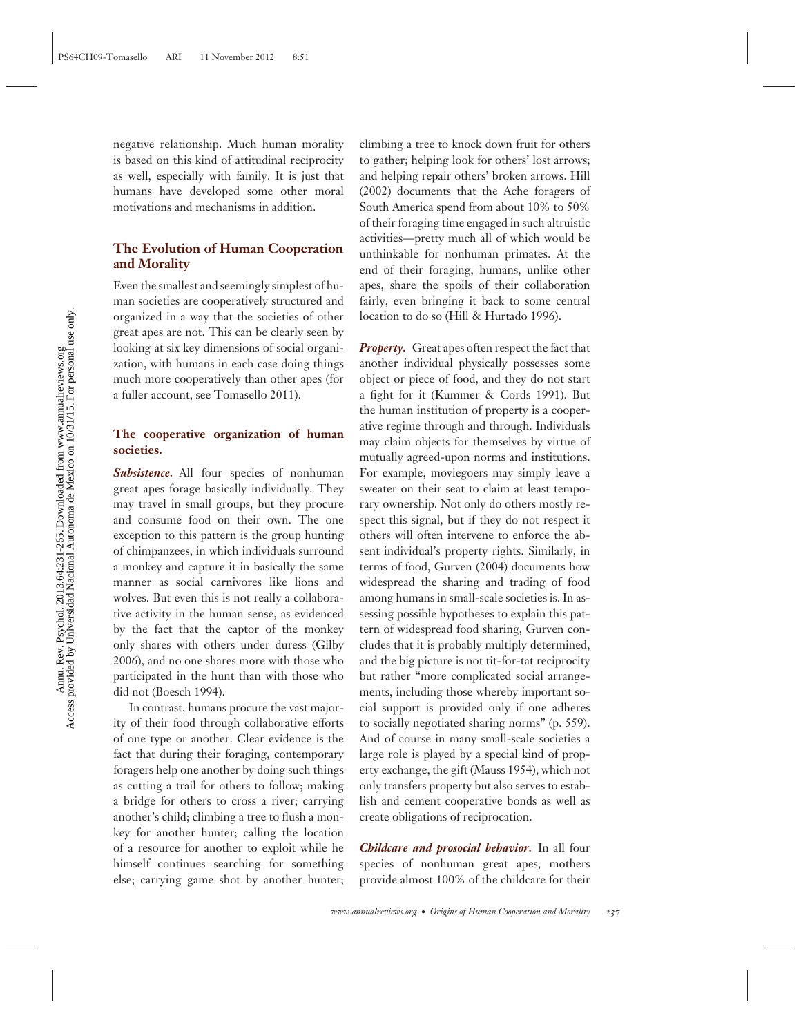negative relationship. Much human morality is based on this kind of attitudinal reciprocity as well, especially with family. It is just that humans have developed some other moral motivations and mechanisms in addition.

## The Evolution of Human Cooperation and Morality

Even the smallest and seemingly simplest of human societies are cooperatively structured and organized in a way that the societies of other great apes are not. This can be clearly seen by looking at six key dimensions of social organization, with humans in each case doing things much more cooperatively than other apes (for a fuller account, see Tomasello 2011).

### The cooperative organization of human societies.

***Subsistence.*** All four species of nonhuman great apes forage basically individually. They may travel in small groups, but they procure and consume food on their own. The one exception to this pattern is the group hunting of chimpanzees, in which individuals surround a monkey and capture it in basically the same manner as social carnivores like lions and wolves. But even this is not really a collaborative activity in the human sense, as evidenced by the fact that the captor of the monkey only shares with others under duress (Gilby 2006), and no one shares more with those who participated in the hunt than with those who did not (Boesch 1994).

In contrast, humans procure the vast majority of their food through collaborative efforts of one type or another. Clear evidence is the fact that during their foraging, contemporary foragers help one another by doing such things as cutting a trail for others to follow; making a bridge for others to cross a river; carrying another's child; climbing a tree to flush a monkey for another hunter; calling the location of a resource for another to exploit while he himself continues searching for something else; carrying game shot by another hunter; climbing a tree to knock down fruit for others to gather; helping look for others' lost arrows; and helping repair others' broken arrows. Hill (2002) documents that the Ache foragers of South America spend from about 10% to 50% of their foraging time engaged in such altruistic activities—pretty much all of which would be unthinkable for nonhuman primates. At the end of their foraging, humans, unlike other apes, share the spoils of their collaboration fairly, even bringing it back to some central location to do so (Hill & Hurtado 1996).

***Property.*** Great apes often respect the fact that another individual physically possesses some object or piece of food, and they do not start a fight for it (Kummer & Cords 1991). But the human institution of property is a cooperative regime through and through. Individuals may claim objects for themselves by virtue of mutually agreed-upon norms and institutions. For example, moviegoers may simply leave a sweater on their seat to claim at least temporary ownership. Not only do others mostly respect this signal, but if they do not respect it others will often intervene to enforce the absent individual's property rights. Similarly, in terms of food, Gurven (2004) documents how widespread the sharing and trading of food among humans in small-scale societies is. In assessing possible hypotheses to explain this pattern of widespread food sharing, Gurven concludes that it is probably multiply determined, and the big picture is not tit-for-tat reciprocity but rather "more complicated social arrangements, including those whereby important social support is provided only if one adheres to socially negotiated sharing norms" (p. 559). And of course in many small-scale societies a large role is played by a special kind of property exchange, the gift (Mauss 1954), which not only transfers property but also serves to establish and cement cooperative bonds as well as create obligations of reciprocation.

***Childcare and prosocial behavior.*** In all four species of nonhuman great apes, mothers provide almost 100% of the childcare for their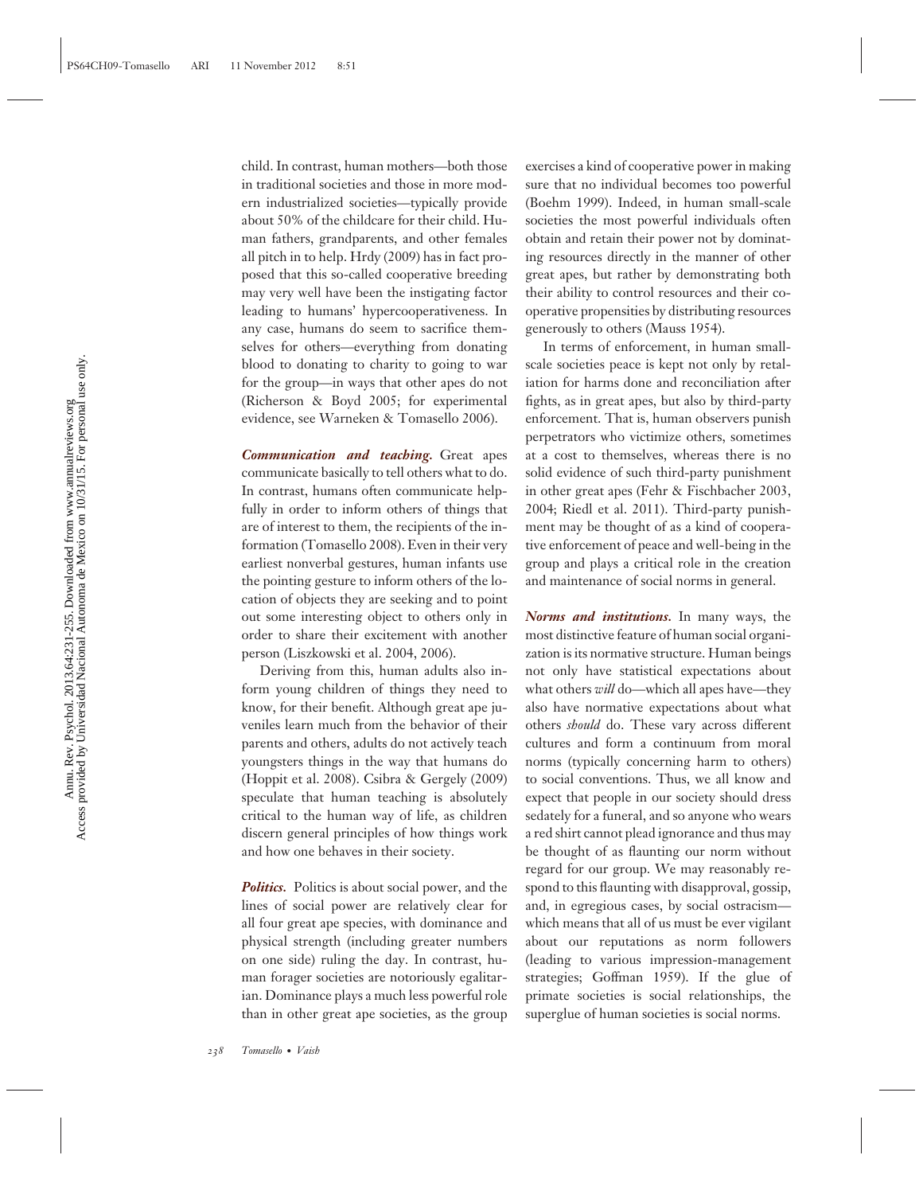child. In contrast, human mothers—both those in traditional societies and those in more modern industrialized societies—typically provide about 50% of the childcare for their child. Human fathers, grandparents, and other females all pitch in to help. Hrdy (2009) has in fact proposed that this so-called cooperative breeding may very well have been the instigating factor leading to humans' hypercooperativeness. In any case, humans do seem to sacrifice themselves for others—everything from donating blood to donating to charity to going to war for the group—in ways that other apes do not (Richerson & Boyd 2005; for experimental evidence, see Warneken & Tomasello 2006).

***Communication and teaching.*** Great apes communicate basically to tell others what to do. In contrast, humans often communicate helpfully in order to inform others of things that are of interest to them, the recipients of the information (Tomasello 2008). Even in their very earliest nonverbal gestures, human infants use the pointing gesture to inform others of the location of objects they are seeking and to point out some interesting object to others only in order to share their excitement with another person (Liszkowski et al. 2004, 2006).

Deriving from this, human adults also inform young children of things they need to know, for their benefit. Although great ape juveniles learn much from the behavior of their parents and others, adults do not actively teach youngsters things in the way that humans do (Hoppit et al. 2008). Csibra & Gergely (2009) speculate that human teaching is absolutely critical to the human way of life, as children discern general principles of how things work and how one behaves in their society.

***Politics.*** Politics is about social power, and the lines of social power are relatively clear for all four great ape species, with dominance and physical strength (including greater numbers on one side) ruling the day. In contrast, human forager societies are notoriously egalitarian. Dominance plays a much less powerful role than in other great ape societies, as the group exercises a kind of cooperative power in making sure that no individual becomes too powerful (Boehm 1999). Indeed, in human small-scale societies the most powerful individuals often obtain and retain their power not by dominating resources directly in the manner of other great apes, but rather by demonstrating both their ability to control resources and their cooperative propensities by distributing resources generously to others (Mauss 1954).

In terms of enforcement, in human small-scale societies peace is kept not only by retaliation for harms done and reconciliation after fights, as in great apes, but also by third-party enforcement. That is, human observers punish perpetrators who victimize others, sometimes at a cost to themselves, whereas there is no solid evidence of such third-party punishment in other great apes (Fehr & Fischbacher 2003, 2004; Riedl et al. 2011). Third-party punishment may be thought of as a kind of cooperative enforcement of peace and well-being in the group and plays a critical role in the creation and maintenance of social norms in general.

***Norms and institutions.*** In many ways, the most distinctive feature of human social organization is its normative structure. Human beings not only have statistical expectations about what others *will* do—which all apes have—they also have normative expectations about what others *should* do. These vary across different cultures and form a continuum from moral norms (typically concerning harm to others) to social conventions. Thus, we all know and expect that people in our society should dress sedately for a funeral, and so anyone who wears a red shirt cannot plead ignorance and thus may be thought of as flaunting our norm without regard for our group. We may reasonably respond to this flaunting with disapproval, gossip, and, in egregious cases, by social ostracism—which means that all of us must be ever vigilant about our reputations as norm followers (leading to various impression-management strategies; Goffman 1959). If the glue of primate societies is social relationships, the superglue of human societies is social norms.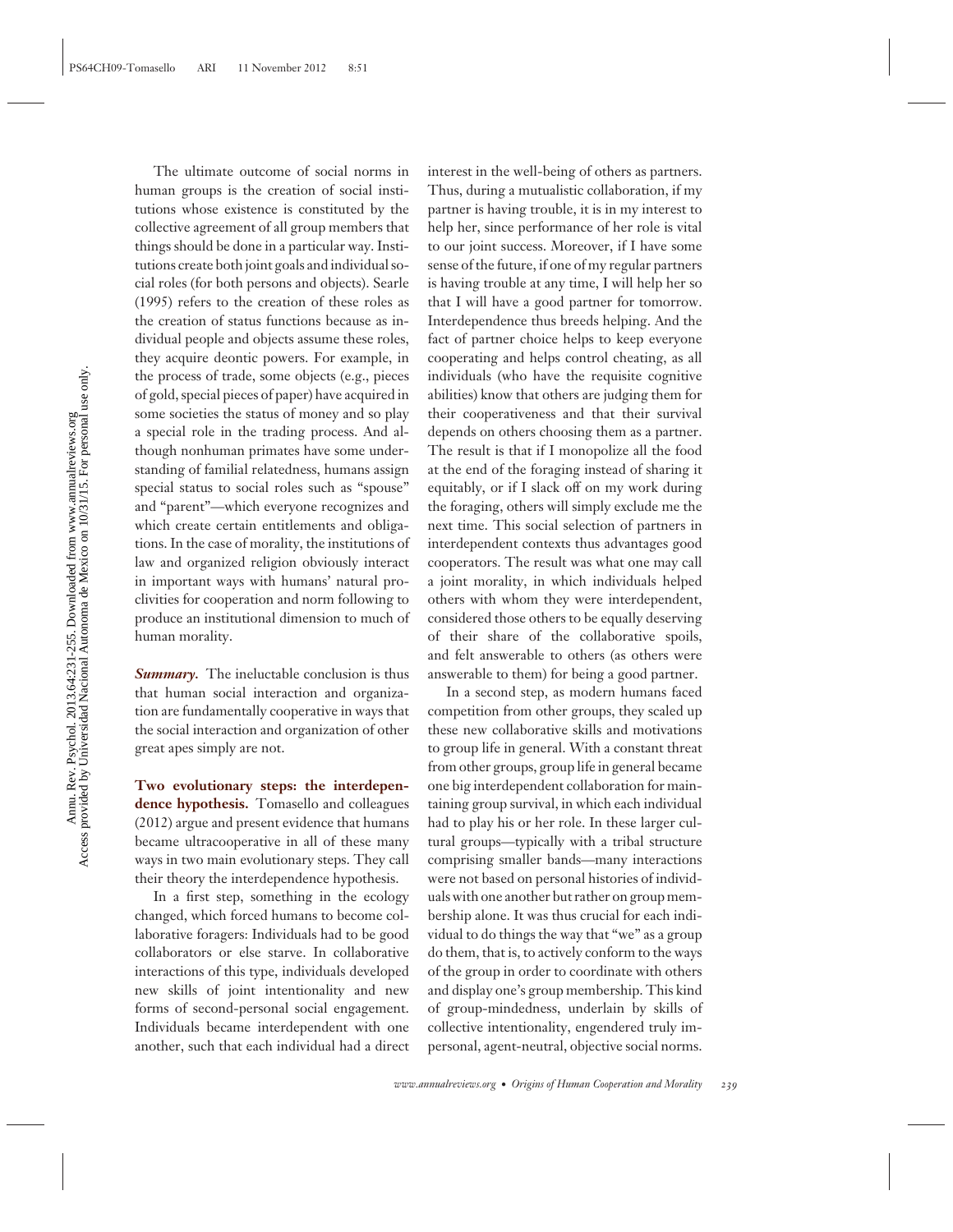The ultimate outcome of social norms in human groups is the creation of social institutions whose existence is constituted by the collective agreement of all group members that things should be done in a particular way. Institutions create both joint goals and individual social roles (for both persons and objects). Searle (1995) refers to the creation of these roles as the creation of status functions because as individual people and objects assume these roles, they acquire deontic powers. For example, in the process of trade, some objects (e.g., pieces of gold, special pieces of paper) have acquired in some societies the status of money and so play a special role in the trading process. And although nonhuman primates have some understanding of familial relatedness, humans assign special status to social roles such as "spouse" and "parent"—which everyone recognizes and which create certain entitlements and obligations. In the case of morality, the institutions of law and organized religion obviously interact in important ways with humans' natural proclivities for cooperation and norm following to produce an institutional dimension to much of human morality.

***Summary.*** The ineluctable conclusion is thus that human social interaction and organization are fundamentally cooperative in ways that the social interaction and organization of other great apes simply are not.

**Two evolutionary steps: the interdependence hypothesis.** Tomasello and colleagues (2012) argue and present evidence that humans became ultracooperative in all of these many ways in two main evolutionary steps. They call their theory the interdependence hypothesis.

In a first step, something in the ecology changed, which forced humans to become collaborative foragers: Individuals had to be good collaborators or else starve. In collaborative interactions of this type, individuals developed new skills of joint intentionality and new forms of second-personal social engagement. Individuals became interdependent with one another, such that each individual had a direct interest in the well-being of others as partners. Thus, during a mutualistic collaboration, if my partner is having trouble, it is in my interest to help her, since performance of her role is vital to our joint success. Moreover, if I have some sense of the future, if one of my regular partners is having trouble at any time, I will help her so that I will have a good partner for tomorrow. Interdependence thus breeds helping. And the fact of partner choice helps to keep everyone cooperating and helps control cheating, as all individuals (who have the requisite cognitive abilities) know that others are judging them for their cooperativeness and that their survival depends on others choosing them as a partner. The result is that if I monopolize all the food at the end of the foraging instead of sharing it equitably, or if I slack off on my work during the foraging, others will simply exclude me the next time. This social selection of partners in interdependent contexts thus advantages good cooperators. The result was what one may call a joint morality, in which individuals helped others with whom they were interdependent, considered those others to be equally deserving of their share of the collaborative spoils, and felt answerable to others (as others were answerable to them) for being a good partner.

In a second step, as modern humans faced competition from other groups, they scaled up these new collaborative skills and motivations to group life in general. With a constant threat from other groups, group life in general became one big interdependent collaboration for maintaining group survival, in which each individual had to play his or her role. In these larger cultural groups—typically with a tribal structure comprising smaller bands—many interactions were not based on personal histories of individuals with one another but rather on group membership alone. It was thus crucial for each individual to do things the way that "we" as a group do them, that is, to actively conform to the ways of the group in order to coordinate with others and display one's group membership. This kind of group-mindedness, underlain by skills of collective intentionality, engendered truly impersonal, agent-neutral, objective social norms.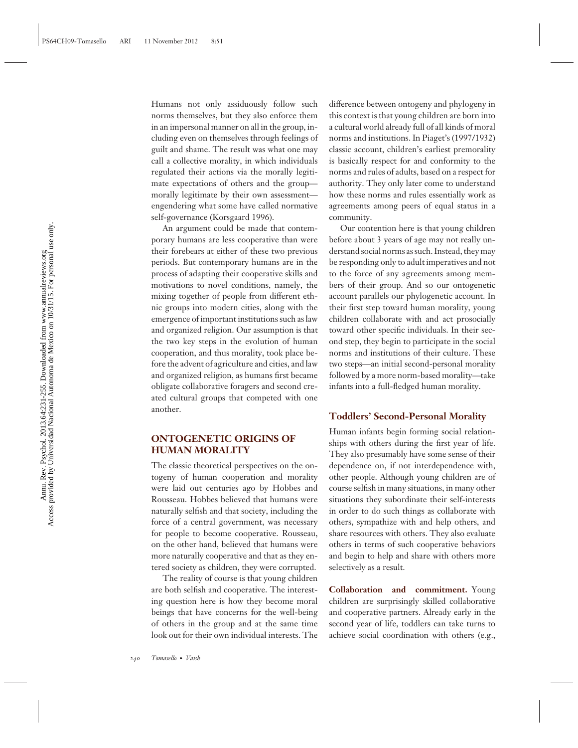Humans not only assiduously follow such norms themselves, but they also enforce them in an impersonal manner on all in the group, including even on themselves through feelings of guilt and shame. The result was what one may call a collective morality, in which individuals regulated their actions via the morally legitimate expectations of others and the group—morally legitimate by their own assessment—engendering what some have called normative self-governance (Korsgaard 1996).

An argument could be made that contemporary humans are less cooperative than were their forebears at either of these two previous periods. But contemporary humans are in the process of adapting their cooperative skills and motivations to novel conditions, namely, the mixing together of people from different ethnic groups into modern cities, along with the emergence of important institutions such as law and organized religion. Our assumption is that the two key steps in the evolution of human cooperation, and thus morality, took place before the advent of agriculture and cities, and law and organized religion, as humans first became obligate collaborative foragers and second created cultural groups that competed with one another.

## ONTOGENETIC ORIGINS OF HUMAN MORALITY

The classic theoretical perspectives on the ontogeny of human cooperation and morality were laid out centuries ago by Hobbes and Rousseau. Hobbes believed that humans were naturally selfish and that society, including the force of a central government, was necessary for people to become cooperative. Rousseau, on the other hand, believed that humans were more naturally cooperative and that as they entered society as children, they were corrupted.

The reality of course is that young children are both selfish and cooperative. The interesting question here is how they become moral beings that have concerns for the well-being of others in the group and at the same time look out for their own individual interests. The difference between ontogeny and phylogeny in this context is that young children are born into a cultural world already full of all kinds of moral norms and institutions. In Piaget's (1997/1932) classic account, children's earliest premorality is basically respect for and conformity to the norms and rules of adults, based on a respect for authority. They only later come to understand how these norms and rules essentially work as agreements among peers of equal status in a community.

Our contention here is that young children before about 3 years of age may not really understand social norms as such. Instead, they may be responding only to adult imperatives and not to the force of any agreements among members of their group. And so our ontogenetic account parallels our phylogenetic account. In their first step toward human morality, young children collaborate with and act prosocially toward other specific individuals. In their second step, they begin to participate in the social norms and institutions of their culture. These two steps—an initial second-personal morality followed by a more norm-based morality—take infants into a full-fledged human morality.

### Toddlers' Second-Personal Morality

Human infants begin forming social relationships with others during the first year of life. They also presumably have some sense of their dependence on, if not interdependence with, other people. Although young children are of course selfish in many situations, in many other situations they subordinate their self-interests in order to do such things as collaborate with others, sympathize with and help others, and share resources with others. They also evaluate others in terms of such cooperative behaviors and begin to help and share with others more selectively as a result.

**Collaboration and commitment.** Young children are surprisingly skilled collaborative and cooperative partners. Already early in the second year of life, toddlers can take turns to achieve social coordination with others (e.g.,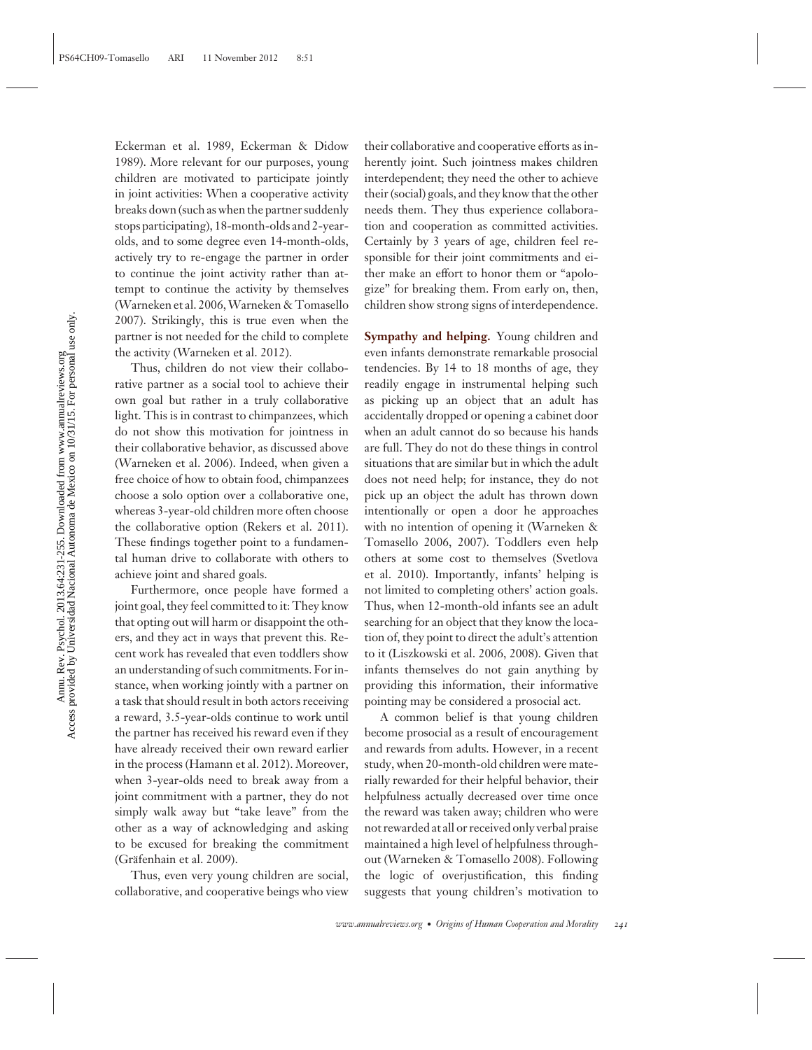Eckerman et al. 1989, Eckerman & Didow 1989). More relevant for our purposes, young children are motivated to participate jointly in joint activities: When a cooperative activity breaks down (such as when the partner suddenly stops participating), 18-month-olds and 2-year-olds, and to some degree even 14-month-olds, actively try to re-engage the partner in order to continue the joint activity rather than attempt to continue the activity by themselves (Warneken et al. 2006, Warneken & Tomasello 2007). Strikingly, this is true even when the partner is not needed for the child to complete the activity (Warneken et al. 2012).

Thus, children do not view their collaborative partner as a social tool to achieve their own goal but rather in a truly collaborative light. This is in contrast to chimpanzees, which do not show this motivation for jointness in their collaborative behavior, as discussed above (Warneken et al. 2006). Indeed, when given a free choice of how to obtain food, chimpanzees choose a solo option over a collaborative one, whereas 3-year-old children more often choose the collaborative option (Rekers et al. 2011). These findings together point to a fundamental human drive to collaborate with others to achieve joint and shared goals.

Furthermore, once people have formed a joint goal, they feel committed to it: They know that opting out will harm or disappoint the others, and they act in ways that prevent this. Recent work has revealed that even toddlers show an understanding of such commitments. For instance, when working jointly with a partner on a task that should result in both actors receiving a reward, 3.5-year-olds continue to work until the partner has received his reward even if they have already received their own reward earlier in the process (Hamann et al. 2012). Moreover, when 3-year-olds need to break away from a joint commitment with a partner, they do not simply walk away but "take leave" from the other as a way of acknowledging and asking to be excused for breaking the commitment (Gräfenhain et al. 2009).

Thus, even very young children are social, collaborative, and cooperative beings who view their collaborative and cooperative efforts as inherently joint. Such jointness makes children interdependent; they need the other to achieve their (social) goals, and they know that the other needs them. They thus experience collaboration and cooperation as committed activities. Certainly by 3 years of age, children feel responsible for their joint commitments and either make an effort to honor them or "apologize" for breaking them. From early on, then, children show strong signs of interdependence.

**Sympathy and helping.** Young children and even infants demonstrate remarkable prosocial tendencies. By 14 to 18 months of age, they readily engage in instrumental helping such as picking up an object that an adult has accidentally dropped or opening a cabinet door when an adult cannot do so because his hands are full. They do not do these things in control situations that are similar but in which the adult does not need help; for instance, they do not pick up an object the adult has thrown down intentionally or open a door he approaches with no intention of opening it (Warneken & Tomasello 2006, 2007). Toddlers even help others at some cost to themselves (Svetlova et al. 2010). Importantly, infants' helping is not limited to completing others' action goals. Thus, when 12-month-old infants see an adult searching for an object that they know the location of, they point to direct the adult's attention to it (Liszkowski et al. 2006, 2008). Given that infants themselves do not gain anything by providing this information, their informative pointing may be considered a prosocial act.

A common belief is that young children become prosocial as a result of encouragement and rewards from adults. However, in a recent study, when 20-month-old children were materially rewarded for their helpful behavior, their helpfulness actually decreased over time once the reward was taken away; children who were not rewarded at all or received only verbal praise maintained a high level of helpfulness throughout (Warneken & Tomasello 2008). Following the logic of overjustification, this finding suggests that young children's motivation to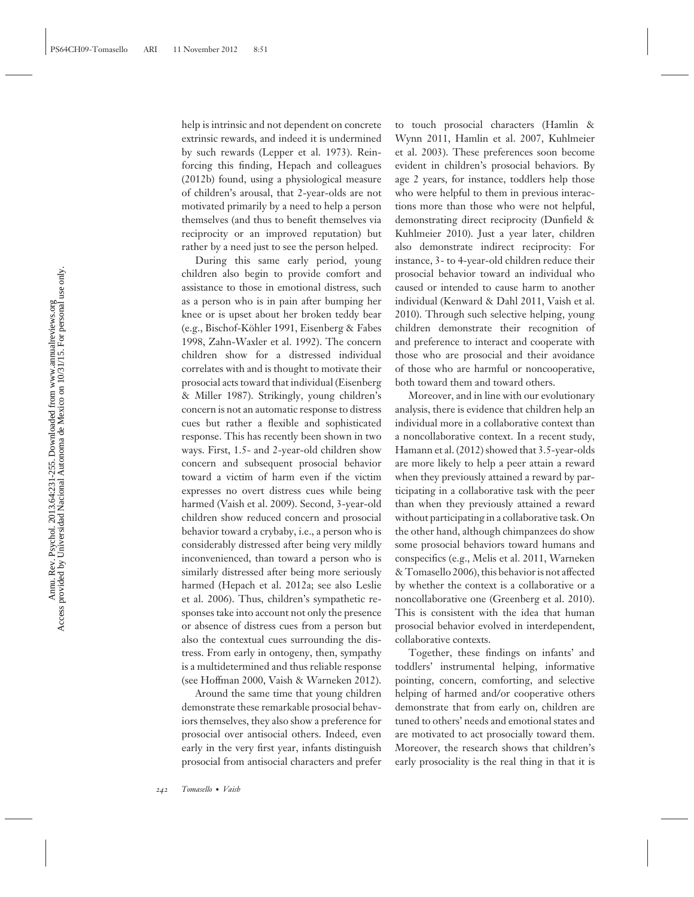help is intrinsic and not dependent on concrete extrinsic rewards, and indeed it is undermined by such rewards (Lepper et al. 1973). Reinforcing this finding, Hepach and colleagues (2012b) found, using a physiological measure of children's arousal, that 2-year-olds are not motivated primarily by a need to help a person themselves (and thus to benefit themselves via reciprocity or an improved reputation) but rather by a need just to see the person helped.

During this same early period, young children also begin to provide comfort and assistance to those in emotional distress, such as a person who is in pain after bumping her knee or is upset about her broken teddy bear (e.g., Bischof-Köhler 1991, Eisenberg & Fabes 1998, Zahn-Waxler et al. 1992). The concern children show for a distressed individual correlates with and is thought to motivate their prosocial acts toward that individual (Eisenberg & Miller 1987). Strikingly, young children's concern is not an automatic response to distress cues but rather a flexible and sophisticated response. This has recently been shown in two ways. First, 1.5- and 2-year-old children show concern and subsequent prosocial behavior toward a victim of harm even if the victim expresses no overt distress cues while being harmed (Vaish et al. 2009). Second, 3-year-old children show reduced concern and prosocial behavior toward a crybaby, i.e., a person who is considerably distressed after being very mildly inconvenienced, than toward a person who is similarly distressed after being more seriously harmed (Hepach et al. 2012a; see also Leslie et al. 2006). Thus, children's sympathetic responses take into account not only the presence or absence of distress cues from a person but also the contextual cues surrounding the distress. From early in ontogeny, then, sympathy is a multidetermined and thus reliable response (see Hoffman 2000, Vaish & Warneken 2012).

Around the same time that young children demonstrate these remarkable prosocial behaviors themselves, they also show a preference for prosocial over antisocial others. Indeed, even early in the very first year, infants distinguish prosocial from antisocial characters and prefer to touch prosocial characters (Hamlin & Wynn 2011, Hamlin et al. 2007, Kuhlmeier et al. 2003). These preferences soon become evident in children's prosocial behaviors. By age 2 years, for instance, toddlers help those who were helpful to them in previous interactions more than those who were not helpful, demonstrating direct reciprocity (Dunfield & Kuhlmeier 2010). Just a year later, children also demonstrate indirect reciprocity: For instance, 3- to 4-year-old children reduce their prosocial behavior toward an individual who caused or intended to cause harm to another individual (Kenward & Dahl 2011, Vaish et al. 2010). Through such selective helping, young children demonstrate their recognition of and preference to interact and cooperate with those who are prosocial and their avoidance of those who are harmful or noncooperative, both toward them and toward others.

Moreover, and in line with our evolutionary analysis, there is evidence that children help an individual more in a collaborative context than a noncollaborative context. In a recent study, Hamann et al. (2012) showed that 3.5-year-olds are more likely to help a peer attain a reward when they previously attained a reward by participating in a collaborative task with the peer than when they previously attained a reward without participating in a collaborative task. On the other hand, although chimpanzees do show some prosocial behaviors toward humans and conspecifics (e.g., Melis et al. 2011, Warneken & Tomasello 2006), this behavior is not affected by whether the context is a collaborative or a noncollaborative one (Greenberg et al. 2010). This is consistent with the idea that human prosocial behavior evolved in interdependent, collaborative contexts.

Together, these findings on infants' and toddlers' instrumental helping, informative pointing, concern, comforting, and selective helping of harmed and/or cooperative others demonstrate that from early on, children are tuned to others' needs and emotional states and are motivated to act prosocially toward them. Moreover, the research shows that children's early prosociality is the real thing in that it is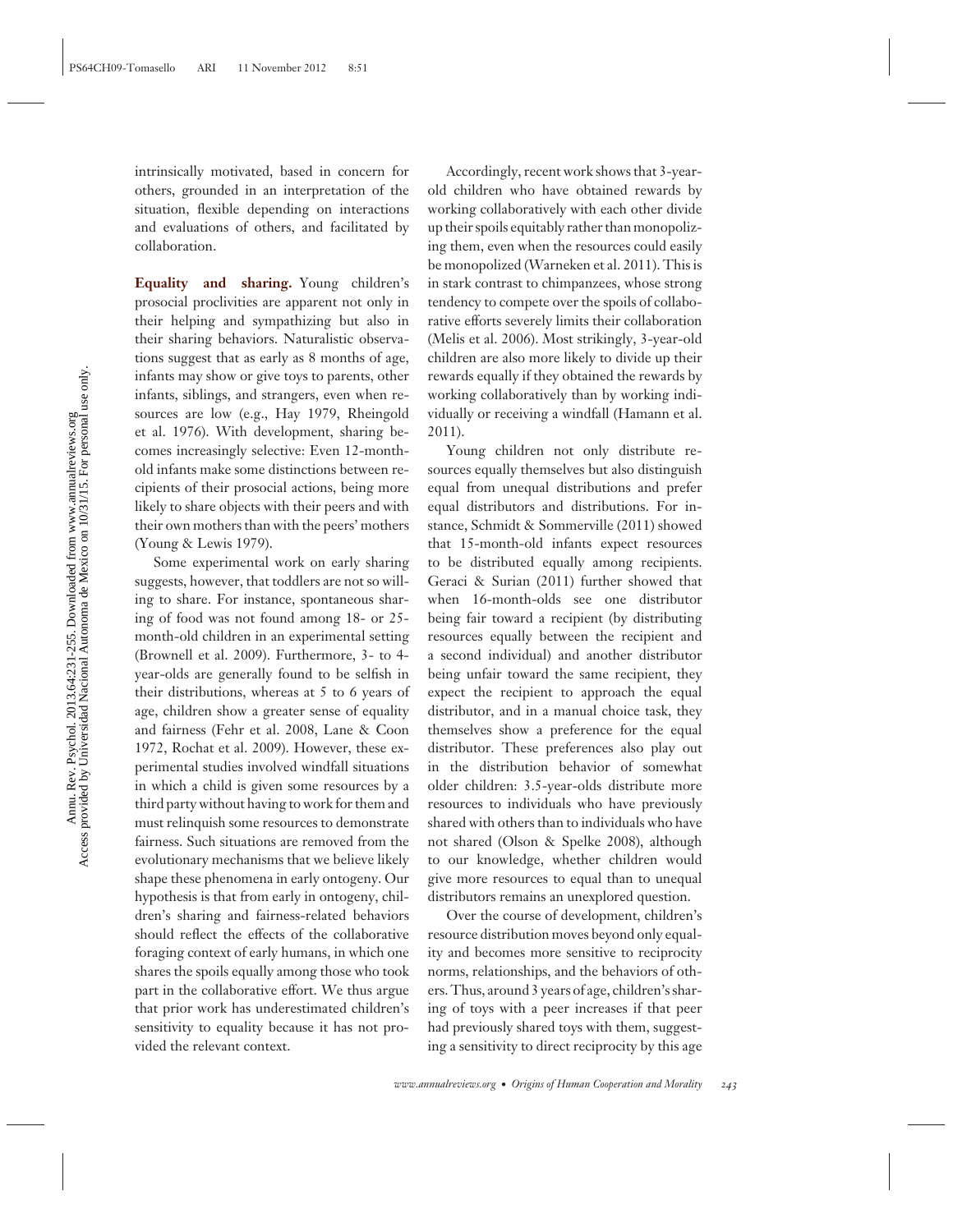intrinsically motivated, based in concern for others, grounded in an interpretation of the situation, flexible depending on interactions and evaluations of others, and facilitated by collaboration.

**Equality and sharing.** Young children's prosocial proclivities are apparent not only in their helping and sympathizing but also in their sharing behaviors. Naturalistic observations suggest that as early as 8 months of age, infants may show or give toys to parents, other infants, siblings, and strangers, even when resources are low (e.g., Hay 1979, Rheingold et al. 1976). With development, sharing becomes increasingly selective: Even 12-month-old infants make some distinctions between recipients of their prosocial actions, being more likely to share objects with their peers and with their own mothers than with the peers' mothers (Young & Lewis 1979).

Some experimental work on early sharing suggests, however, that toddlers are not so willing to share. For instance, spontaneous sharing of food was not found among 18- or 25-month-old children in an experimental setting (Brownell et al. 2009). Furthermore, 3- to 4-year-olds are generally found to be selfish in their distributions, whereas at 5 to 6 years of age, children show a greater sense of equality and fairness (Fehr et al. 2008, Lane & Coon 1972, Rochat et al. 2009). However, these experimental studies involved windfall situations in which a child is given some resources by a third party without having to work for them and must relinquish some resources to demonstrate fairness. Such situations are removed from the evolutionary mechanisms that we believe likely shape these phenomena in early ontogeny. Our hypothesis is that from early in ontogeny, children's sharing and fairness-related behaviors should reflect the effects of the collaborative foraging context of early humans, in which one shares the spoils equally among those who took part in the collaborative effort. We thus argue that prior work has underestimated children's sensitivity to equality because it has not provided the relevant context.

Accordingly, recent work shows that 3-year-old children who have obtained rewards by working collaboratively with each other divide up their spoils equitably rather than monopolizing them, even when the resources could easily be monopolized (Warneken et al. 2011). This is in stark contrast to chimpanzees, whose strong tendency to compete over the spoils of collaborative efforts severely limits their collaboration (Melis et al. 2006). Most strikingly, 3-year-old children are also more likely to divide up their rewards equally if they obtained the rewards by working collaboratively than by working individually or receiving a windfall (Hamann et al. 2011).

Young children not only distribute resources equally themselves but also distinguish equal from unequal distributions and prefer equal distributors and distributions. For instance, Schmidt & Sommerville (2011) showed that 15-month-old infants expect resources to be distributed equally among recipients. Geraci & Surian (2011) further showed that when 16-month-olds see one distributor being fair toward a recipient (by distributing resources equally between the recipient and a second individual) and another distributor being unfair toward the same recipient, they expect the recipient to approach the equal distributor, and in a manual choice task, they themselves show a preference for the equal distributor. These preferences also play out in the distribution behavior of somewhat older children: 3.5-year-olds distribute more resources to individuals who have previously shared with others than to individuals who have not shared (Olson & Spelke 2008), although to our knowledge, whether children would give more resources to equal than to unequal distributors remains an unexplored question.

Over the course of development, children's resource distribution moves beyond only equality and becomes more sensitive to reciprocity norms, relationships, and the behaviors of others. Thus, around 3 years of age, children's sharing of toys with a peer increases if that peer had previously shared toys with them, suggesting a sensitivity to direct reciprocity by this age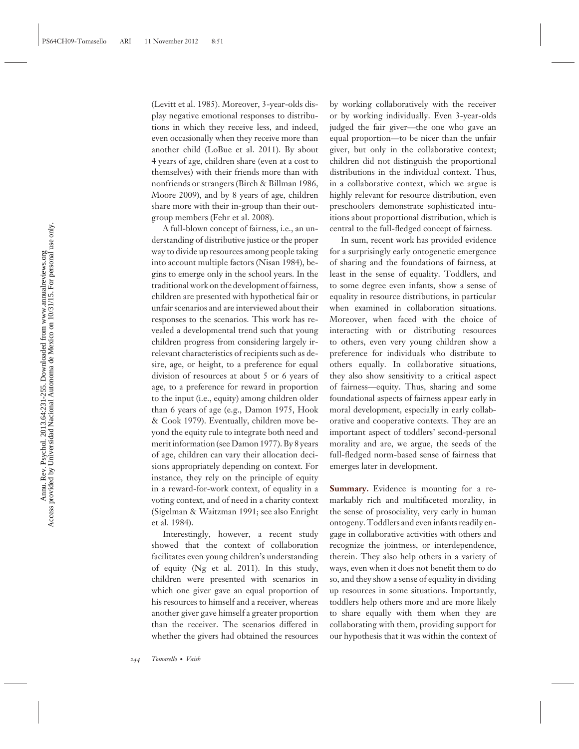(Levitt et al. 1985). Moreover, 3-year-olds display negative emotional responses to distributions in which they receive less, and indeed, even occasionally when they receive more than another child (LoBue et al. 2011). By about 4 years of age, children share (even at a cost to themselves) with their friends more than with nonfriends or strangers (Birch & Billman 1986, Moore 2009), and by 8 years of age, children share more with their in-group than their out-group members (Fehr et al. 2008).

A full-blown concept of fairness, i.e., an understanding of distributive justice or the proper way to divide up resources among people taking into account multiple factors (Nisan 1984), begins to emerge only in the school years. In the traditional work on the development of fairness, children are presented with hypothetical fair or unfair scenarios and are interviewed about their responses to the scenarios. This work has revealed a developmental trend such that young children progress from considering largely irrelevant characteristics of recipients such as desire, age, or height, to a preference for equal division of resources at about 5 or 6 years of age, to a preference for reward in proportion to the input (i.e., equity) among children older than 6 years of age (e.g., Damon 1975, Hook & Cook 1979). Eventually, children move beyond the equity rule to integrate both need and merit information (see Damon 1977). By 8 years of age, children can vary their allocation decisions appropriately depending on context. For instance, they rely on the principle of equity in a reward-for-work context, of equality in a voting context, and of need in a charity context (Sigelman & Waitzman 1991; see also Enright et al. 1984).

Interestingly, however, a recent study showed that the context of collaboration facilitates even young children's understanding of equity (Ng et al. 2011). In this study, children were presented with scenarios in which one giver gave an equal proportion of his resources to himself and a receiver, whereas another giver gave himself a greater proportion than the receiver. The scenarios differed in whether the givers had obtained the resources by working collaboratively with the receiver or by working individually. Even 3-year-olds judged the fair giver—the one who gave an equal proportion—to be nicer than the unfair giver, but only in the collaborative context; children did not distinguish the proportional distributions in the individual context. Thus, in a collaborative context, which we argue is highly relevant for resource distribution, even preschoolers demonstrate sophisticated intuitions about proportional distribution, which is central to the full-fledged concept of fairness.

In sum, recent work has provided evidence for a surprisingly early ontogenetic emergence of sharing and the foundations of fairness, at least in the sense of equality. Toddlers, and to some degree even infants, show a sense of equality in resource distributions, in particular when examined in collaboration situations. Moreover, when faced with the choice of interacting with or distributing resources to others, even very young children show a preference for individuals who distribute to others equally. In collaborative situations, they also show sensitivity to a critical aspect of fairness—equity. Thus, sharing and some foundational aspects of fairness appear early in moral development, especially in early collaborative and cooperative contexts. They are an important aspect of toddlers' second-personal morality and are, we argue, the seeds of the full-fledged norm-based sense of fairness that emerges later in development.

**Summary.** Evidence is mounting for a remarkably rich and multifaceted morality, in the sense of prosociality, very early in human ontogeny. Toddlers and even infants readily engage in collaborative activities with others and recognize the jointness, or interdependence, therein. They also help others in a variety of ways, even when it does not benefit them to do so, and they show a sense of equality in dividing up resources in some situations. Importantly, toddlers help others more and are more likely to share equally with them when they are collaborating with them, providing support for our hypothesis that it was within the context of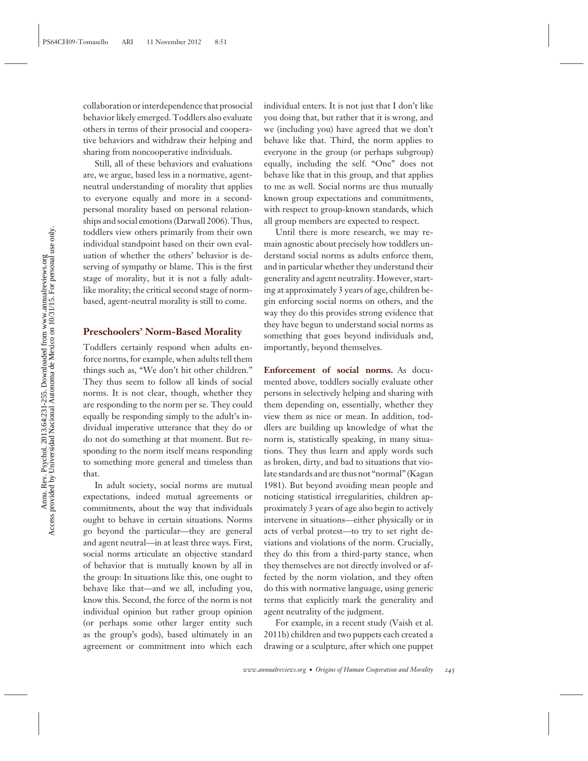collaboration or interdependence that prosocial behavior likely emerged. Toddlers also evaluate others in terms of their prosocial and cooperative behaviors and withdraw their helping and sharing from noncooperative individuals.

Still, all of these behaviors and evaluations are, we argue, based less in a normative, agent-neutral understanding of morality that applies to everyone equally and more in a second-personal morality based on personal relationships and social emotions (Darwall 2006). Thus, toddlers view others primarily from their own individual standpoint based on their own evaluation of whether the others' behavior is deserving of sympathy or blame. This is the first stage of morality, but it is not a fully adult-like morality; the critical second stage of norm-based, agent-neutral morality is still to come.

### Preschoolers' Norm-Based Morality

Toddlers certainly respond when adults enforce norms, for example, when adults tell them things such as, "We don't hit other children." They thus seem to follow all kinds of social norms. It is not clear, though, whether they are responding to the norm per se. They could equally be responding simply to the adult's individual imperative utterance that they do or do not do something at that moment. But responding to the norm itself means responding to something more general and timeless than that.

In adult society, social norms are mutual expectations, indeed mutual agreements or commitments, about the way that individuals ought to behave in certain situations. Norms go beyond the particular—they are general and agent neutral—in at least three ways. First, social norms articulate an objective standard of behavior that is mutually known by all in the group: In situations like this, one ought to behave like that—and we all, including you, know this. Second, the force of the norm is not individual opinion but rather group opinion (or perhaps some other larger entity such as the group's gods), based ultimately in an agreement or commitment into which each individual enters. It is not just that I don't like you doing that, but rather that it is wrong, and we (including you) have agreed that we don't behave like that. Third, the norm applies to everyone in the group (or perhaps subgroup) equally, including the self. "One" does not behave like that in this group, and that applies to me as well. Social norms are thus mutually known group expectations and commitments, with respect to group-known standards, which all group members are expected to respect.

Until there is more research, we may remain agnostic about precisely how toddlers understand social norms as adults enforce them, and in particular whether they understand their generality and agent neutrality. However, starting at approximately 3 years of age, children begin enforcing social norms on others, and the way they do this provides strong evidence that they have begun to understand social norms as something that goes beyond individuals and, importantly, beyond themselves.

**Enforcement of social norms.** As documented above, toddlers socially evaluate other persons in selectively helping and sharing with them depending on, essentially, whether they view them as nice or mean. In addition, toddlers are building up knowledge of what the norm is, statistically speaking, in many situations. They thus learn and apply words such as broken, dirty, and bad to situations that violate standards and are thus not "normal" (Kagan 1981). But beyond avoiding mean people and noticing statistical irregularities, children approximately 3 years of age also begin to actively intervene in situations—either physically or in acts of verbal protest—to try to set right deviations and violations of the norm. Crucially, they do this from a third-party stance, when they themselves are not directly involved or affected by the norm violation, and they often do this with normative language, using generic terms that explicitly mark the generality and agent neutrality of the judgment.

For example, in a recent study (Vaish et al. 2011b) children and two puppets each created a drawing or a sculpture, after which one puppet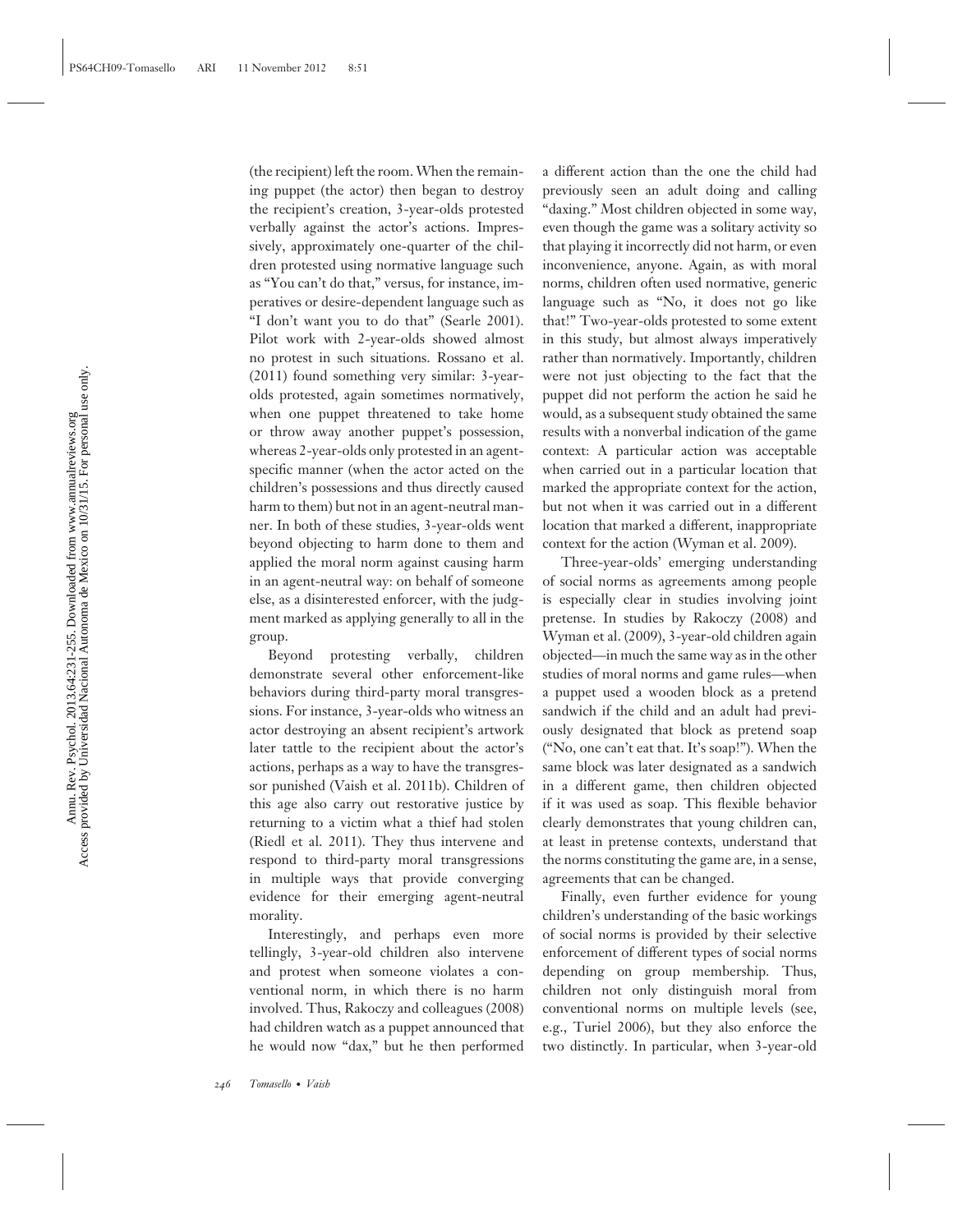(the recipient) left the room. When the remaining puppet (the actor) then began to destroy the recipient's creation, 3-year-olds protested verbally against the actor's actions. Impressively, approximately one-quarter of the children protested using normative language such as "You can't do that," versus, for instance, imperatives or desire-dependent language such as "I don't want you to do that" (Searle 2001). Pilot work with 2-year-olds showed almost no protest in such situations. Rossano et al. (2011) found something very similar: 3-year-olds protested, again sometimes normatively, when one puppet threatened to take home or throw away another puppet's possession, whereas 2-year-olds only protested in an agent-specific manner (when the actor acted on the children's possessions and thus directly caused harm to them) but not in an agent-neutral manner. In both of these studies, 3-year-olds went beyond objecting to harm done to them and applied the moral norm against causing harm in an agent-neutral way: on behalf of someone else, as a disinterested enforcer, with the judgment marked as applying generally to all in the group.

Beyond protesting verbally, children demonstrate several other enforcement-like behaviors during third-party moral transgressions. For instance, 3-year-olds who witness an actor destroying an absent recipient's artwork later tattle to the recipient about the actor's actions, perhaps as a way to have the transgressor punished (Vaish et al. 2011b). Children of this age also carry out restorative justice by returning to a victim what a thief had stolen (Riedl et al. 2011). They thus intervene and respond to third-party moral transgressions in multiple ways that provide converging evidence for their emerging agent-neutral morality.

Interestingly, and perhaps even more tellingly, 3-year-old children also intervene and protest when someone violates a conventional norm, in which there is no harm involved. Thus, Rakoczy and colleagues (2008) had children watch as a puppet announced that he would now "dax," but he then performed a different action than the one the child had previously seen an adult doing and calling "daxing." Most children objected in some way, even though the game was a solitary activity so that playing it incorrectly did not harm, or even inconvenience, anyone. Again, as with moral norms, children often used normative, generic language such as "No, it does not go like that!" Two-year-olds protested to some extent in this study, but almost always imperatively rather than normatively. Importantly, children were not just objecting to the fact that the puppet did not perform the action he said he would, as a subsequent study obtained the same results with a nonverbal indication of the game context: A particular action was acceptable when carried out in a particular location that marked the appropriate context for the action, but not when it was carried out in a different location that marked a different, inappropriate context for the action (Wyman et al. 2009).

Three-year-olds' emerging understanding of social norms as agreements among people is especially clear in studies involving joint pretense. In studies by Rakoczy (2008) and Wyman et al. (2009), 3-year-old children again objected—in much the same way as in the other studies of moral norms and game rules—when a puppet used a wooden block as a pretend sandwich if the child and an adult had previously designated that block as pretend soap ("No, one can't eat that. It's soap!"). When the same block was later designated as a sandwich in a different game, then children objected if it was used as soap. This flexible behavior clearly demonstrates that young children can, at least in pretense contexts, understand that the norms constituting the game are, in a sense, agreements that can be changed.

Finally, even further evidence for young children's understanding of the basic workings of social norms is provided by their selective enforcement of different types of social norms depending on group membership. Thus, children not only distinguish moral from conventional norms on multiple levels (see, e.g., Turiel 2006), but they also enforce the two distinctly. In particular, when 3-year-old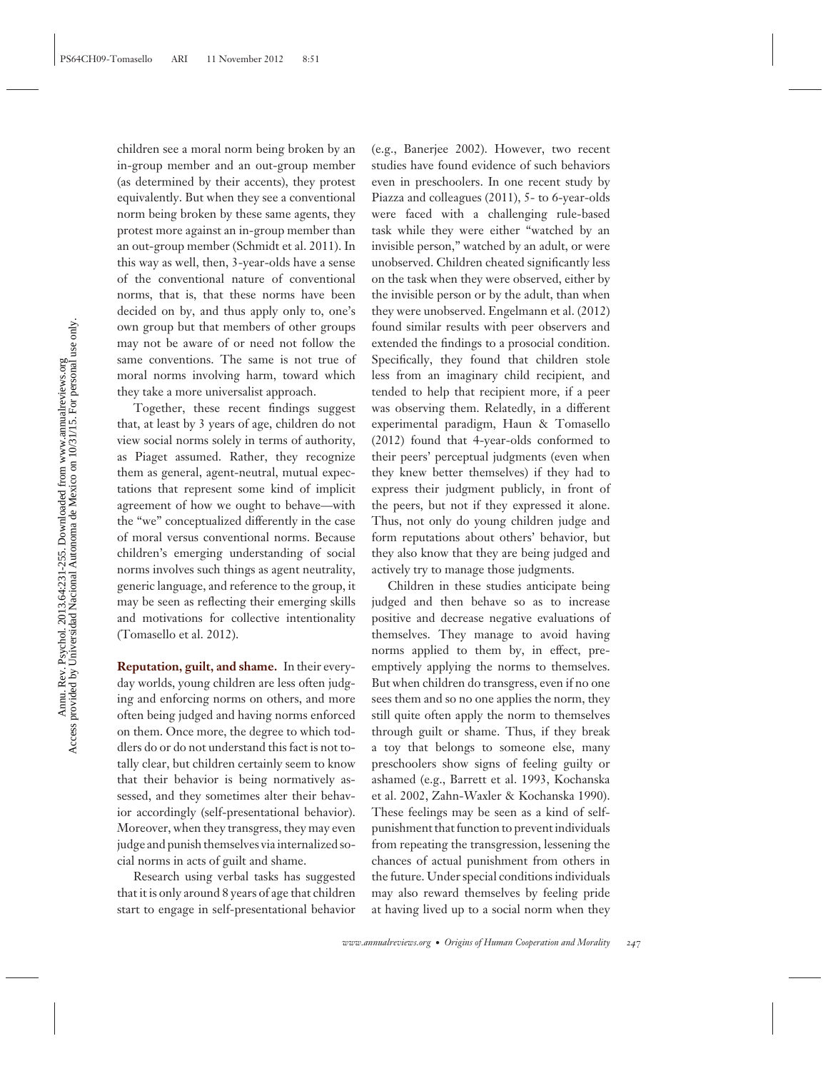children see a moral norm being broken by an in-group member and an out-group member (as determined by their accents), they protest equivalently. But when they see a conventional norm being broken by these same agents, they protest more against an in-group member than an out-group member (Schmidt et al. 2011). In this way as well, then, 3-year-olds have a sense of the conventional nature of conventional norms, that is, that these norms have been decided on by, and thus apply only to, one's own group but that members of other groups may not be aware of or need not follow the same conventions. The same is not true of moral norms involving harm, toward which they take a more universalist approach.

Together, these recent findings suggest that, at least by 3 years of age, children do not view social norms solely in terms of authority, as Piaget assumed. Rather, they recognize them as general, agent-neutral, mutual expectations that represent some kind of implicit agreement of how we ought to behave—with the "we" conceptualized differently in the case of moral versus conventional norms. Because children's emerging understanding of social norms involves such things as agent neutrality, generic language, and reference to the group, it may be seen as reflecting their emerging skills and motivations for collective intentionality (Tomasello et al. 2012).

**Reputation, guilt, and shame.** In their everyday worlds, young children are less often judging and enforcing norms on others, and more often being judged and having norms enforced on them. Once more, the degree to which toddlers do or do not understand this fact is not totally clear, but children certainly seem to know that their behavior is being normatively assessed, and they sometimes alter their behavior accordingly (self-presentational behavior). Moreover, when they transgress, they may even judge and punish themselves via internalized social norms in acts of guilt and shame.

Research using verbal tasks has suggested that it is only around 8 years of age that children start to engage in self-presentational behavior (e.g., Banerjee 2002). However, two recent studies have found evidence of such behaviors even in preschoolers. In one recent study by Piazza and colleagues (2011), 5- to 6-year-olds were faced with a challenging rule-based task while they were either "watched by an invisible person," watched by an adult, or were unobserved. Children cheated significantly less on the task when they were observed, either by the invisible person or by the adult, than when they were unobserved. Engelmann et al. (2012) found similar results with peer observers and extended the findings to a prosocial condition. Specifically, they found that children stole less from an imaginary child recipient, and tended to help that recipient more, if a peer was observing them. Relatedly, in a different experimental paradigm, Haun & Tomasello (2012) found that 4-year-olds conformed to their peers' perceptual judgments (even when they knew better themselves) if they had to express their judgment publicly, in front of the peers, but not if they expressed it alone. Thus, not only do young children judge and form reputations about others' behavior, but they also know that they are being judged and actively try to manage those judgments.

Children in these studies anticipate being judged and then behave so as to increase positive and decrease negative evaluations of themselves. They manage to avoid having norms applied to them by, in effect, preemptively applying the norms to themselves. But when children do transgress, even if no one sees them and so no one applies the norm, they still quite often apply the norm to themselves through guilt or shame. Thus, if they break a toy that belongs to someone else, many preschoolers show signs of feeling guilty or ashamed (e.g., Barrett et al. 1993, Kochanska et al. 2002, Zahn-Waxler & Kochanska 1990). These feelings may be seen as a kind of self-punishment that function to prevent individuals from repeating the transgression, lessening the chances of actual punishment from others in the future. Under special conditions individuals may also reward themselves by feeling pride at having lived up to a social norm when they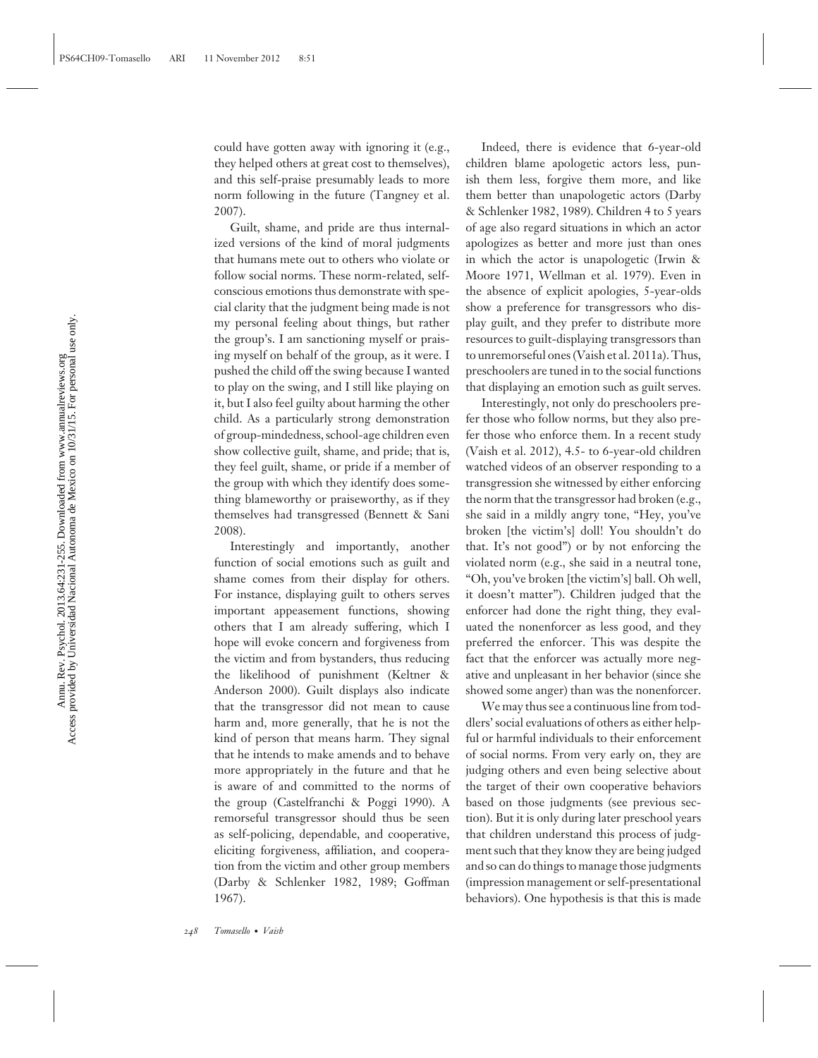could have gotten away with ignoring it (e.g., they helped others at great cost to themselves), and this self-praise presumably leads to more norm following in the future (Tangney et al. 2007).

Guilt, shame, and pride are thus internalized versions of the kind of moral judgments that humans mete out to others who violate or follow social norms. These norm-related, self-conscious emotions thus demonstrate with special clarity that the judgment being made is not my personal feeling about things, but rather the group's. I am sanctioning myself or praising myself on behalf of the group, as it were. I pushed the child off the swing because I wanted to play on the swing, and I still like playing on it, but I also feel guilty about harming the other child. As a particularly strong demonstration of group-mindedness, school-age children even show collective guilt, shame, and pride; that is, they feel guilt, shame, or pride if a member of the group with which they identify does something blameworthy or praiseworthy, as if they themselves had transgressed (Bennett & Sani 2008).

Interestingly and importantly, another function of social emotions such as guilt and shame comes from their display for others. For instance, displaying guilt to others serves important appeasement functions, showing others that I am already suffering, which I hope will evoke concern and forgiveness from the victim and from bystanders, thus reducing the likelihood of punishment (Keltner & Anderson 2000). Guilt displays also indicate that the transgressor did not mean to cause harm and, more generally, that he is not the kind of person that means harm. They signal that he intends to make amends and to behave more appropriately in the future and that he is aware of and committed to the norms of the group (Castelfranchi & Poggi 1990). A remorseful transgressor should thus be seen as self-policing, dependable, and cooperative, eliciting forgiveness, affiliation, and cooperation from the victim and other group members (Darby & Schlenker 1982, 1989; Goffman 1967).

Indeed, there is evidence that 6-year-old children blame apologetic actors less, punish them less, forgive them more, and like them better than unapologetic actors (Darby & Schlenker 1982, 1989). Children 4 to 5 years of age also regard situations in which an actor apologizes as better and more just than ones in which the actor is unapologetic (Irwin & Moore 1971, Wellman et al. 1979). Even in the absence of explicit apologies, 5-year-olds show a preference for transgressors who display guilt, and they prefer to distribute more resources to guilt-displaying transgressors than to unremorseful ones (Vaish et al. 2011a). Thus, preschoolers are tuned in to the social functions that displaying an emotion such as guilt serves.

Interestingly, not only do preschoolers prefer those who follow norms, but they also prefer those who enforce them. In a recent study (Vaish et al. 2012), 4.5- to 6-year-old children watched videos of an observer responding to a transgression she witnessed by either enforcing the norm that the transgressor had broken (e.g., she said in a mildly angry tone, "Hey, you've broken [the victim's] doll! You shouldn't do that. It's not good") or by not enforcing the violated norm (e.g., she said in a neutral tone, "Oh, you've broken [the victim's] ball. Oh well, it doesn't matter"). Children judged that the enforcer had done the right thing, they evaluated the nonenforcer as less good, and they preferred the enforcer. This was despite the fact that the enforcer was actually more negative and unpleasant in her behavior (since she showed some anger) than was the nonenforcer.

We may thus see a continuous line from toddlers' social evaluations of others as either helpful or harmful individuals to their enforcement of social norms. From very early on, they are judging others and even being selective about the target of their own cooperative behaviors based on those judgments (see previous section). But it is only during later preschool years that children understand this process of judgment such that they know they are being judged and so can do things to manage those judgments (impression management or self-presentational behaviors). One hypothesis is that this is made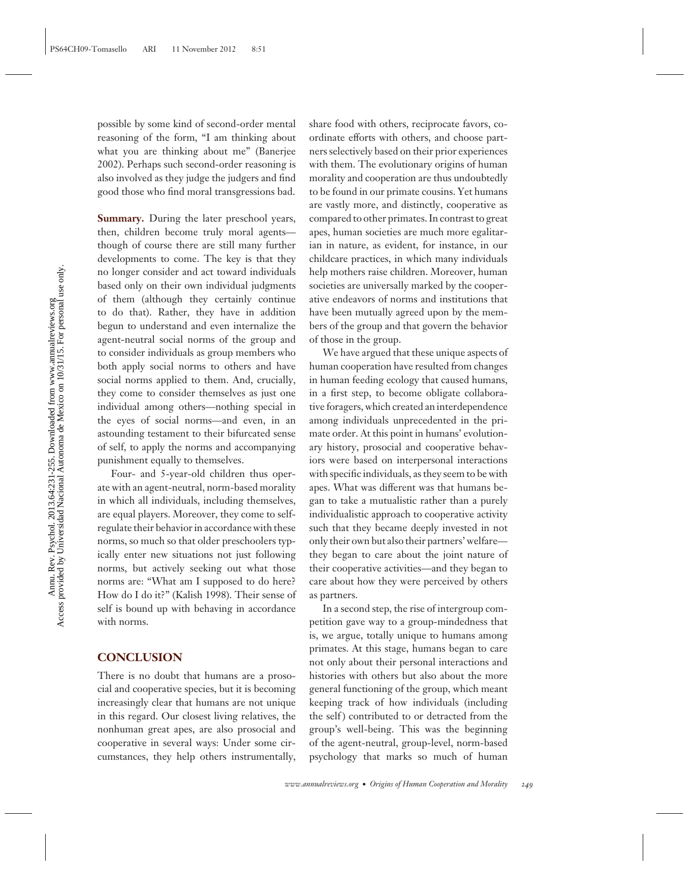possible by some kind of second-order mental reasoning of the form, "I am thinking about what you are thinking about me" (Banerjee 2002). Perhaps such second-order reasoning is also involved as they judge the judgers and find good those who find moral transgressions bad.

**Summary.** During the later preschool years, then, children become truly moral agents—though of course there are still many further developments to come. The key is that they no longer consider and act toward individuals based only on their own individual judgments of them (although they certainly continue to do that). Rather, they have in addition begun to understand and even internalize the agent-neutral social norms of the group and to consider individuals as group members who both apply social norms to others and have social norms applied to them. And, crucially, they come to consider themselves as just one individual among others—nothing special in the eyes of social norms—and even, in an astounding testament to their bifurcated sense of self, to apply the norms and accompanying punishment equally to themselves.

Four- and 5-year-old children thus operate with an agent-neutral, norm-based morality in which all individuals, including themselves, are equal players. Moreover, they come to self-regulate their behavior in accordance with these norms, so much so that older preschoolers typically enter new situations not just following norms, but actively seeking out what those norms are: "What am I supposed to do here? How do I do it?" (Kalish 1998). Their sense of self is bound up with behaving in accordance with norms.

## CONCLUSION

There is no doubt that humans are a prosocial and cooperative species, but it is becoming increasingly clear that humans are not unique in this regard. Our closest living relatives, the nonhuman great apes, are also prosocial and cooperative in several ways: Under some circumstances, they help others instrumentally, share food with others, reciprocate favors, coordinate efforts with others, and choose partners selectively based on their prior experiences with them. The evolutionary origins of human morality and cooperation are thus undoubtedly to be found in our primate cousins. Yet humans are vastly more, and distinctly, cooperative as compared to other primates. In contrast to great apes, human societies are much more egalitarian in nature, as evident, for instance, in our childcare practices, in which many individuals help mothers raise children. Moreover, human societies are universally marked by the cooperative endeavors of norms and institutions that have been mutually agreed upon by the members of the group and that govern the behavior of those in the group.

We have argued that these unique aspects of human cooperation have resulted from changes in human feeding ecology that caused humans, in a first step, to become obligate collaborative foragers, which created an interdependence among individuals unprecedented in the primate order. At this point in humans' evolutionary history, prosocial and cooperative behaviors were based on interpersonal interactions with specific individuals, as they seem to be with apes. What was different was that humans began to take a mutualistic rather than a purely individualistic approach to cooperative activity such that they became deeply invested in not only their own but also their partners' welfare—they began to care about the joint nature of their cooperative activities—and they began to care about how they were perceived by others as partners.

In a second step, the rise of intergroup competition gave way to a group-mindedness that is, we argue, totally unique to humans among primates. At this stage, humans began to care not only about their personal interactions and histories with others but also about the more general functioning of the group, which meant keeping track of how individuals (including the self) contributed to or detracted from the group's well-being. This was the beginning of the agent-neutral, group-level, norm-based psychology that marks so much of human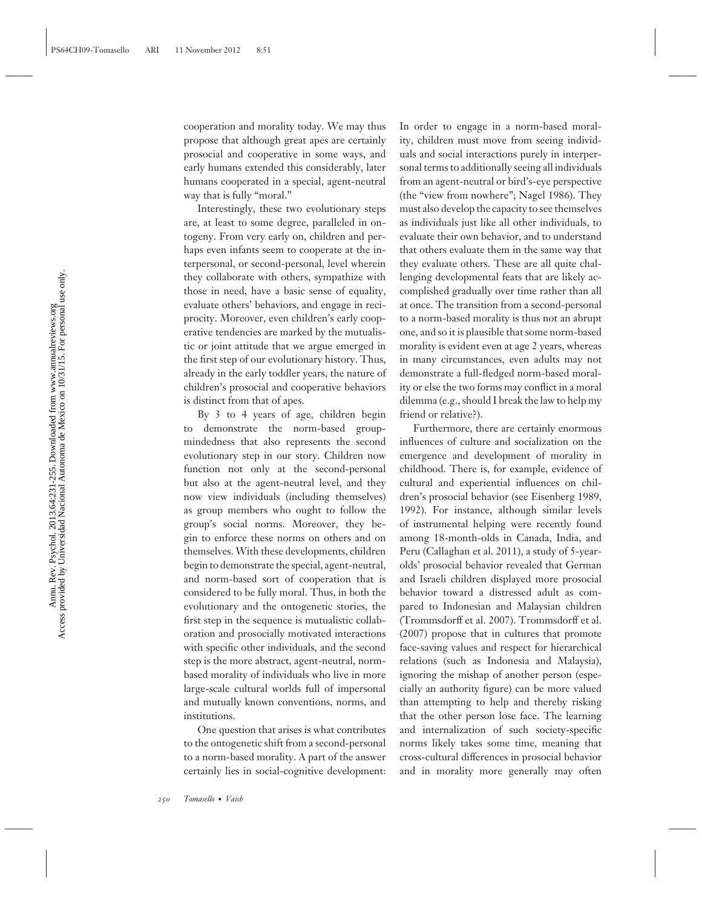cooperation and morality today. We may thus propose that although great apes are certainly prosocial and cooperative in some ways, and early humans extended this considerably, later humans cooperated in a special, agent-neutral way that is fully "moral."

Interestingly, these two evolutionary steps are, at least to some degree, paralleled in ontogeny. From very early on, children and perhaps even infants seem to cooperate at the interpersonal, or second-personal, level wherein they collaborate with others, sympathize with those in need, have a basic sense of equality, evaluate others' behaviors, and engage in reciprocity. Moreover, even children's early cooperative tendencies are marked by the mutualistic or joint attitude that we argue emerged in the first step of our evolutionary history. Thus, already in the early toddler years, the nature of children's prosocial and cooperative behaviors is distinct from that of apes.

By 3 to 4 years of age, children begin to demonstrate the norm-based group-mindedness that also represents the second evolutionary step in our story. Children now function not only at the second-personal but also at the agent-neutral level, and they now view individuals (including themselves) as group members who ought to follow the group's social norms. Moreover, they begin to enforce these norms on others and on themselves. With these developments, children begin to demonstrate the special, agent-neutral, and norm-based sort of cooperation that is considered to be fully moral. Thus, in both the evolutionary and the ontogenetic stories, the first step in the sequence is mutualistic collaboration and prosocially motivated interactions with specific other individuals, and the second step is the more abstract, agent-neutral, norm-based morality of individuals who live in more large-scale cultural worlds full of impersonal and mutually known conventions, norms, and institutions.

One question that arises is what contributes to the ontogenetic shift from a second-personal to a norm-based morality. A part of the answer certainly lies in social-cognitive development: In order to engage in a norm-based morality, children must move from seeing individuals and social interactions purely in interpersonal terms to additionally seeing all individuals from an agent-neutral or bird's-eye perspective (the "view from nowhere"; Nagel 1986). They must also develop the capacity to see themselves as individuals just like all other individuals, to evaluate their own behavior, and to understand that others evaluate them in the same way that they evaluate others. These are all quite challenging developmental feats that are likely accomplished gradually over time rather than all at once. The transition from a second-personal to a norm-based morality is thus not an abrupt one, and so it is plausible that some norm-based morality is evident even at age 2 years, whereas in many circumstances, even adults may not demonstrate a full-fledged norm-based morality or else the two forms may conflict in a moral dilemma (e.g., should I break the law to help my friend or relative?).

Furthermore, there are certainly enormous influences of culture and socialization on the emergence and development of morality in childhood. There is, for example, evidence of cultural and experiential influences on children's prosocial behavior (see Eisenberg 1989, 1992). For instance, although similar levels of instrumental helping were recently found among 18-month-olds in Canada, India, and Peru (Callaghan et al. 2011), a study of 5-year-olds' prosocial behavior revealed that German and Israeli children displayed more prosocial behavior toward a distressed adult as compared to Indonesian and Malaysian children (Trommsdorff et al. 2007). Trommsdorff et al. (2007) propose that in cultures that promote face-saving values and respect for hierarchical relations (such as Indonesia and Malaysia), ignoring the mishap of another person (especially an authority figure) can be more valued than attempting to help and thereby risking that the other person lose face. The learning and internalization of such society-specific norms likely takes some time, meaning that cross-cultural differences in prosocial behavior and in morality more generally may often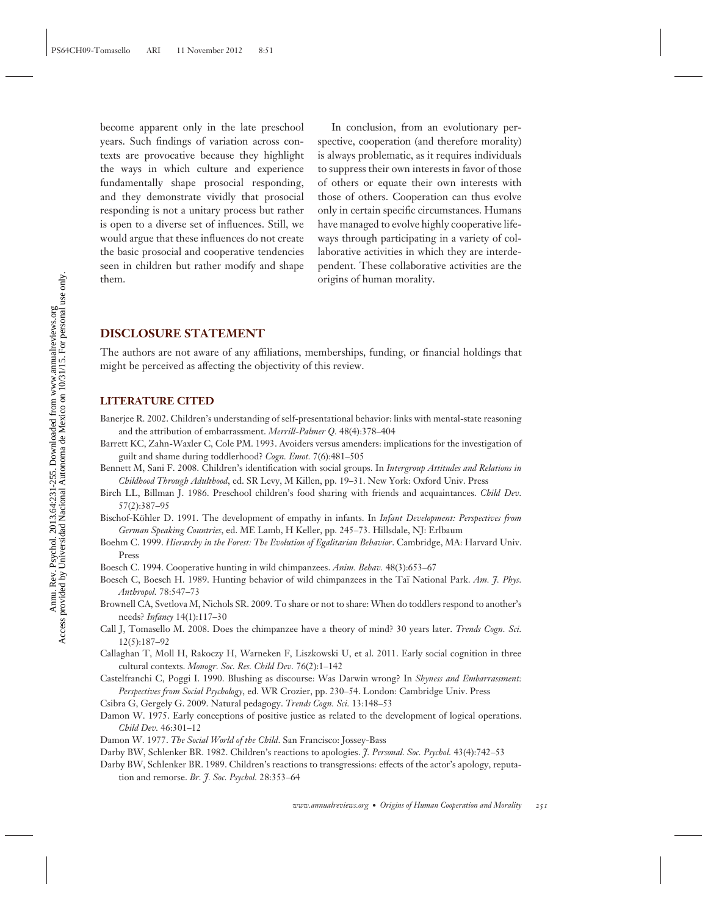become apparent only in the late preschool years. Such findings of variation across contexts are provocative because they highlight the ways in which culture and experience fundamentally shape prosocial responding, and they demonstrate vividly that prosocial responding is not a unitary process but rather is open to a diverse set of influences. Still, we would argue that these influences do not create the basic prosocial and cooperative tendencies seen in children but rather modify and shape them.

In conclusion, from an evolutionary perspective, cooperation (and therefore morality) is always problematic, as it requires individuals to suppress their own interests in favor of those of others or equate their own interests with those of others. Cooperation can thus evolve only in certain specific circumstances. Humans have managed to evolve highly cooperative lifeways through participating in a variety of collaborative activities in which they are interdependent. These collaborative activities are the origins of human morality.

## DISCLOSURE STATEMENT

The authors are not aware of any affiliations, memberships, funding, or financial holdings that might be perceived as affecting the objectivity of this review.

## LITERATURE CITED

Banerjee R. 2002. Children's understanding of self-presentational behavior: links with mental-state reasoning and the attribution of embarrassment. *Merrill-Palmer Q.* 48(4):378–404

Barrett KC, Zahn-Waxler C, Cole PM. 1993. Avoiders versus amenders: implications for the investigation of guilt and shame during toddlerhood? *Cogn. Emot.* 7(6):481–505

Bennett M, Sani F. 2008. Children's identification with social groups. In *Intergroup Attitudes and Relations in Childhood Through Adulthood*, ed. SR Levy, M Killen, pp. 19–31. New York: Oxford Univ. Press

Birch LL, Billman J. 1986. Preschool children's food sharing with friends and acquaintances. *Child Dev.* 57(2):387–95

Bischof-Köhler D. 1991. The development of empathy in infants. In *Infant Development: Perspectives from German Speaking Countries*, ed. ME Lamb, H Keller, pp. 245–73. Hillsdale, NJ: Erlbaum

Boehm C. 1999. *Hierarchy in the Forest: The Evolution of Egalitarian Behavior*. Cambridge, MA: Harvard Univ. Press

Boesch C. 1994. Cooperative hunting in wild chimpanzees. *Anim. Behav.* 48(3):653–67

Boesch C, Boesch H. 1989. Hunting behavior of wild chimpanzees in the Taï National Park. *Am. J. Phys. Anthropol.* 78:547–73

Brownell CA, Svetlova M, Nichols SR. 2009. To share or not to share: When do toddlers respond to another's needs? *Infancy* 14(1):117–30

Call J, Tomasello M. 2008. Does the chimpanzee have a theory of mind? 30 years later. *Trends Cogn. Sci.* 12(5):187–92

Callaghan T, Moll H, Rakoczy H, Warneken F, Liszkowski U, et al. 2011. Early social cognition in three cultural contexts. *Monogr. Soc. Res. Child Dev.* 76(2):1–142

Castelfranchi C, Poggi I. 1990. Blushing as discourse: Was Darwin wrong? In *Shyness and Embarrassment: Perspectives from Social Psychology*, ed. WR Crozier, pp. 230–54. London: Cambridge Univ. Press

Csibra G, Gergely G. 2009. Natural pedagogy. *Trends Cogn. Sci.* 13:148–53

Damon W. 1975. Early conceptions of positive justice as related to the development of logical operations. *Child Dev.* 46:301–12

Damon W. 1977. *The Social World of the Child*. San Francisco: Jossey-Bass

Darby BW, Schlenker BR. 1982. Children's reactions to apologies. *J. Personal. Soc. Psychol.* 43(4):742–53

Darby BW, Schlenker BR. 1989. Children's reactions to transgressions: effects of the actor's apology, reputation and remorse. *Br. J. Soc. Psychol.* 28:353–64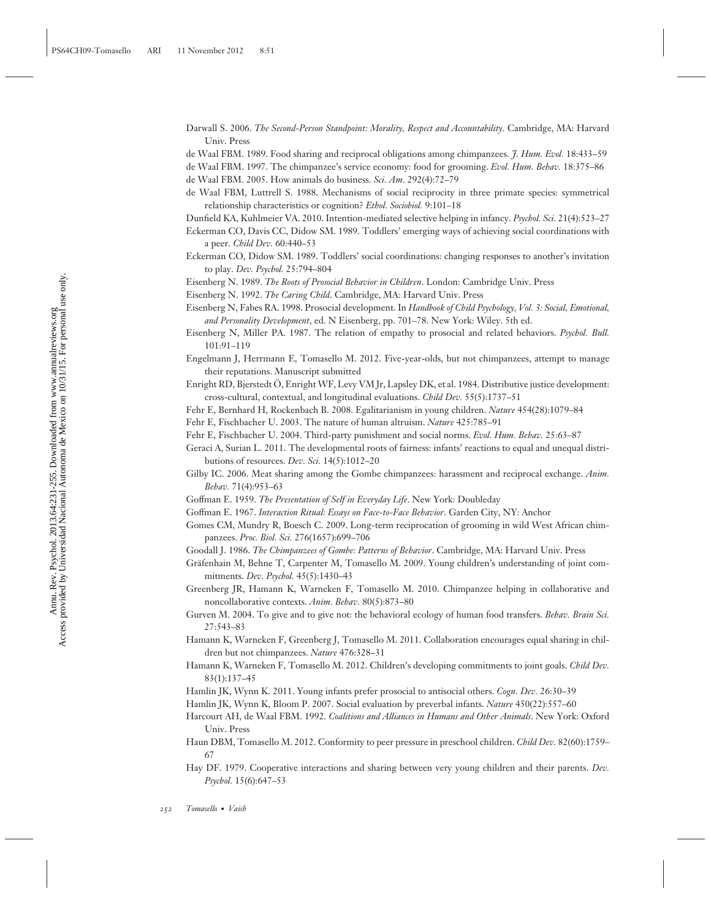Darwall S. 2006. *The Second-Person Standpoint: Morality, Respect and Accountability*. Cambridge, MA: Harvard Univ. Press

de Waal FBM. 1989. Food sharing and reciprocal obligations among chimpanzees. *J. Hum. Evol.* 18:433–59

de Waal FBM. 1997. The chimpanzee's service economy: food for grooming. *Evol. Hum. Behav.* 18:375–86

de Waal FBM. 2005. How animals do business. *Sci. Am.* 292(4):72–79

de Waal FBM, Luttrell S. 1988. Mechanisms of social reciprocity in three primate species: symmetrical relationship characteristics or cognition? *Ethol. Sociobiol.* 9:101–18

Dunfield KA, Kuhlmeier VA. 2010. Intention-mediated selective helping in infancy. *Psychol. Sci.* 21(4):523–27

Eckerman CO, Davis CC, Didow SM. 1989. Toddlers' emerging ways of achieving social coordinations with a peer. *Child Dev.* 60:440–53

Eckerman CO, Didow SM. 1989. Toddlers' social coordinations: changing responses to another's invitation to play. *Dev. Psychol.* 25:794–804

Eisenberg N. 1989. *The Roots of Prosocial Behavior in Children*. London: Cambridge Univ. Press

Eisenberg N. 1992. *The Caring Child*. Cambridge, MA: Harvard Univ. Press

Eisenberg N, Fabes RA. 1998. Prosocial development. In *Handbook of Child Psychology, Vol. 3: Social, Emotional, and Personality Development*, ed. N Eisenberg, pp. 701–78. New York: Wiley. 5th ed.

Eisenberg N, Miller PA. 1987. The relation of empathy to prosocial and related behaviors. *Psychol. Bull.* 101:91–119

Engelmann J, Herrmann E, Tomasello M. 2012. Five-year-olds, but not chimpanzees, attempt to manage their reputations. Manuscript submitted

Enright RD, Bjerstedt Ö, Enright WF, Levy VM Jr, Lapsley DK, et al. 1984. Distributive justice development: cross-cultural, contextual, and longitudinal evaluations. *Child Dev.* 55(5):1737–51

Fehr E, Bernhard H, Rockenbach B. 2008. Egalitarianism in young children. *Nature* 454(28):1079–84

Fehr E, Fischbacher U. 2003. The nature of human altruism. *Nature* 425:785–91

Fehr E, Fischbacher U. 2004. Third-party punishment and social norms. *Evol. Hum. Behav.* 25:63–87

Geraci A, Surian L. 2011. The developmental roots of fairness: infants' reactions to equal and unequal distributions of resources. *Dev. Sci.* 14(5):1012–20

Gilby IC. 2006. Meat sharing among the Gombe chimpanzees: harassment and reciprocal exchange. *Anim. Behav.* 71(4):953–63

Goffman E. 1959. *The Presentation of Self in Everyday Life*. New York: Doubleday

Goffman E. 1967. *Interaction Ritual: Essays on Face-to-Face Behavior*. Garden City, NY: Anchor

Gomes CM, Mundry R, Boesch C. 2009. Long-term reciprocation of grooming in wild West African chimpanzees. *Proc. Biol. Sci.* 276(1657):699–706

Goodall J. 1986. *The Chimpanzees of Gombe: Patterns of Behavior*. Cambridge, MA: Harvard Univ. Press

Gräfenhain M, Behne T, Carpenter M, Tomasello M. 2009. Young children's understanding of joint commitments. *Dev. Psychol.* 45(5):1430–43

Greenberg JR, Hamann K, Warneken F, Tomasello M. 2010. Chimpanzee helping in collaborative and noncollaborative contexts. *Anim. Behav.* 80(5):873–80

Gurven M. 2004. To give and to give not: the behavioral ecology of human food transfers. *Behav. Brain Sci.* 27:543–83

Hamann K, Warneken F, Greenberg J, Tomasello M. 2011. Collaboration encourages equal sharing in children but not chimpanzees. *Nature* 476:328–31

Hamann K, Warneken F, Tomasello M. 2012. Children's developing commitments to joint goals. *Child Dev.* 83(1):137–45

Hamlin JK, Wynn K. 2011. Young infants prefer prosocial to antisocial others. *Cogn. Dev.* 26:30–39

Hamlin JK, Wynn K, Bloom P. 2007. Social evaluation by preverbal infants. *Nature* 450(22):557–60

Harcourt AH, de Waal FBM. 1992. *Coalitions and Alliances in Humans and Other Animals*. New York: Oxford Univ. Press

Haun DBM, Tomasello M. 2012. Conformity to peer pressure in preschool children. *Child Dev.* 82(60):1759–67

Hay DF. 1979. Cooperative interactions and sharing between very young children and their parents. *Dev. Psychol.* 15(6):647–53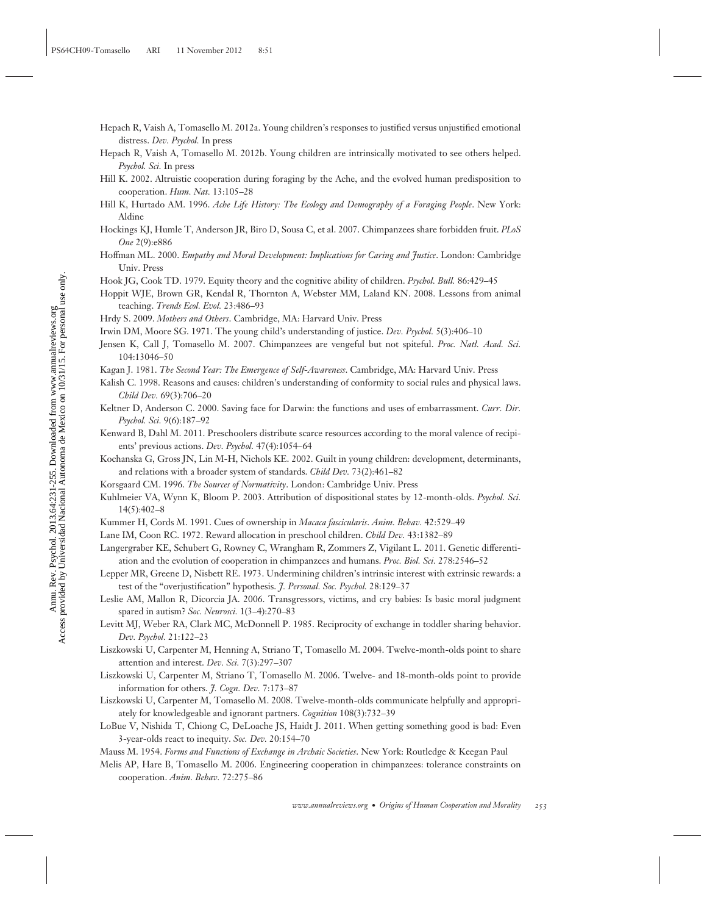Hepach R, Vaish A, Tomasello M. 2012a. Young children's responses to justified versus unjustified emotional distress. *Dev. Psychol.* In press

Hepach R, Vaish A, Tomasello M. 2012b. Young children are intrinsically motivated to see others helped. *Psychol. Sci.* In press

Hill K. 2002. Altruistic cooperation during foraging by the Ache, and the evolved human predisposition to cooperation. *Hum. Nat.* 13:105–28

Hill K, Hurtado AM. 1996. *Ache Life History: The Ecology and Demography of a Foraging People*. New York: Aldine

Hockings KJ, Humle T, Anderson JR, Biro D, Sousa C, et al. 2007. Chimpanzees share forbidden fruit. *PLoS One* 2(9):e886

Hoffman ML. 2000. *Empathy and Moral Development: Implications for Caring and Justice*. London: Cambridge Univ. Press

Hook JG, Cook TD. 1979. Equity theory and the cognitive ability of children. *Psychol. Bull.* 86:429–45

Hoppit WJE, Brown GR, Kendal R, Thornton A, Webster MM, Laland KN. 2008. Lessons from animal teaching. *Trends Ecol. Evol.* 23:486–93

Hrdy S. 2009. *Mothers and Others*. Cambridge, MA: Harvard Univ. Press

Irwin DM, Moore SG. 1971. The young child's understanding of justice. *Dev. Psychol.* 5(3):406–10

Jensen K, Call J, Tomasello M. 2007. Chimpanzees are vengeful but not spiteful. *Proc. Natl. Acad. Sci.* 104:13046–50

Kagan J. 1981. *The Second Year: The Emergence of Self-Awareness*. Cambridge, MA: Harvard Univ. Press

Kalish C. 1998. Reasons and causes: children's understanding of conformity to social rules and physical laws. *Child Dev.* 69(3):706–20

Keltner D, Anderson C. 2000. Saving face for Darwin: the functions and uses of embarrassment. *Curr. Dir. Psychol. Sci.* 9(6):187–92

Kenward B, Dahl M. 2011. Preschoolers distribute scarce resources according to the moral valence of recipients' previous actions. *Dev. Psychol.* 47(4):1054–64

Kochanska G, Gross JN, Lin M-H, Nichols KE. 2002. Guilt in young children: development, determinants, and relations with a broader system of standards. *Child Dev.* 73(2):461–82

Korsgaard CM. 1996. *The Sources of Normativity*. London: Cambridge Univ. Press

Kuhlmeier VA, Wynn K, Bloom P. 2003. Attribution of dispositional states by 12-month-olds. *Psychol. Sci.* 14(5):402–8

Kummer H, Cords M. 1991. Cues of ownership in *Macaca fascicularis*. *Anim. Behav.* 42:529–49

Lane IM, Coon RC. 1972. Reward allocation in preschool children. *Child Dev.* 43:1382–89

Langergraber KE, Schubert G, Rowney C, Wrangham R, Zommers Z, Vigilant L. 2011. Genetic differentiation and the evolution of cooperation in chimpanzees and humans. *Proc. Biol. Sci.* 278:2546–52

Lepper MR, Greene D, Nisbett RE. 1973. Undermining children's intrinsic interest with extrinsic rewards: a test of the "overjustification" hypothesis. *J. Personal. Soc. Psychol.* 28:129–37

Leslie AM, Mallon R, Dicorcia JA. 2006. Transgressors, victims, and cry babies: Is basic moral judgment spared in autism? *Soc. Neurosci.* 1(3–4):270–83

Levitt MJ, Weber RA, Clark MC, McDonnell P. 1985. Reciprocity of exchange in toddler sharing behavior. *Dev. Psychol.* 21:122–23

Liszkowski U, Carpenter M, Henning A, Striano T, Tomasello M. 2004. Twelve-month-olds point to share attention and interest. *Dev. Sci.* 7(3):297–307

Liszkowski U, Carpenter M, Striano T, Tomasello M. 2006. Twelve- and 18-month-olds point to provide information for others. *J. Cogn. Dev.* 7:173–87

Liszkowski U, Carpenter M, Tomasello M. 2008. Twelve-month-olds communicate helpfully and appropriately for knowledgeable and ignorant partners. *Cognition* 108(3):732–39

LoBue V, Nishida T, Chiong C, DeLoache JS, Haidt J. 2011. When getting something good is bad: Even 3-year-olds react to inequity. *Soc. Dev.* 20:154–70

Mauss M. 1954. *Forms and Functions of Exchange in Archaic Societies*. New York: Routledge & Keegan Paul

Melis AP, Hare B, Tomasello M. 2006. Engineering cooperation in chimpanzees: tolerance constraints on cooperation. *Anim. Behav.* 72:275–86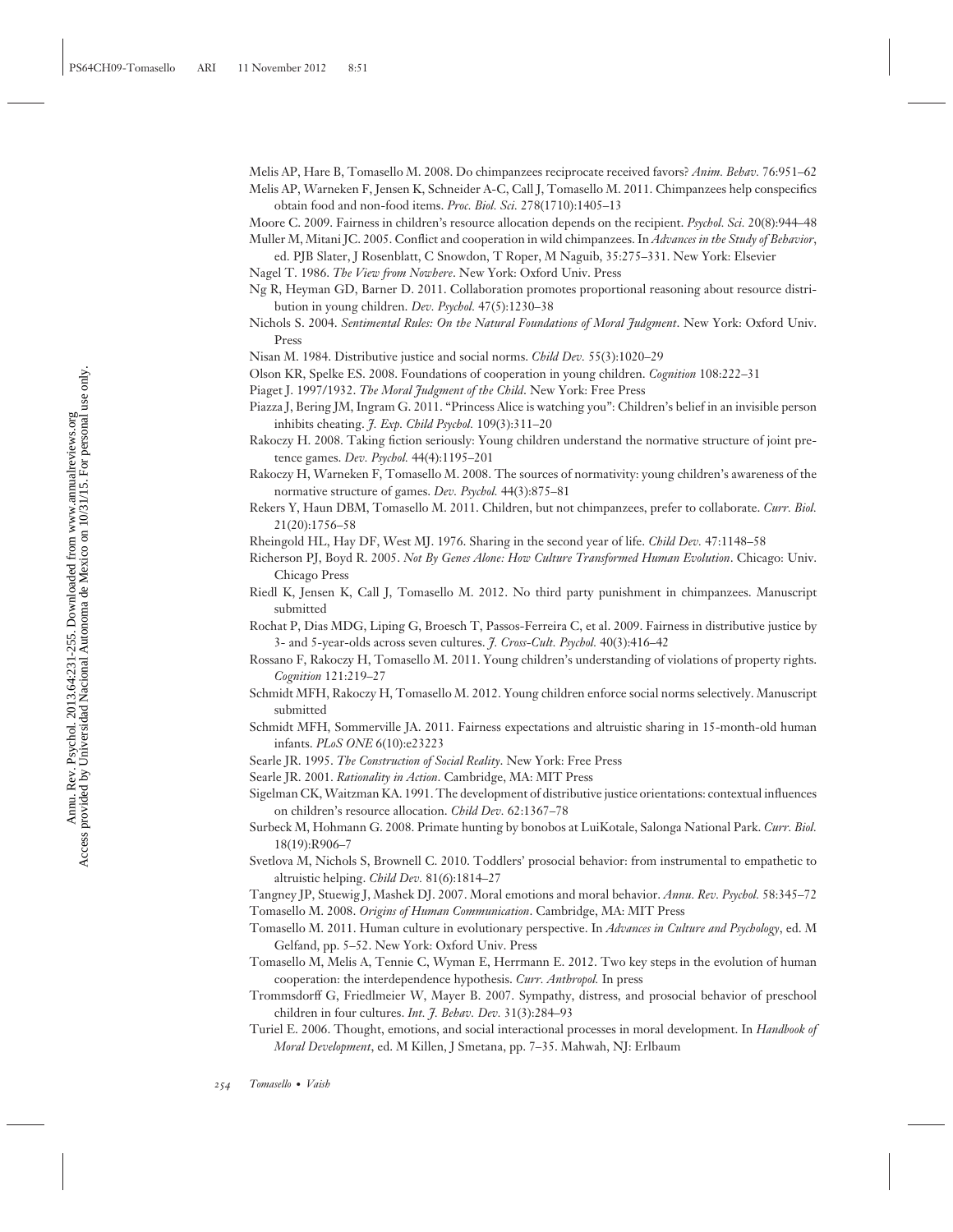Melis AP, Hare B, Tomasello M. 2008. Do chimpanzees reciprocate received favors? *Anim. Behav.* 76:951–62

Melis AP, Warneken F, Jensen K, Schneider A-C, Call J, Tomasello M. 2011. Chimpanzees help conspecifics obtain food and non-food items. *Proc. Biol. Sci.* 278(1710):1405–13

Moore C. 2009. Fairness in children's resource allocation depends on the recipient. *Psychol. Sci.* 20(8):944–48

Muller M, Mitani JC. 2005. Conflict and cooperation in wild chimpanzees. In *Advances in the Study of Behavior*, ed. PJB Slater, J Rosenblatt, C Snowdon, T Roper, M Naguib, 35:275–331. New York: Elsevier

Nagel T. 1986. *The View from Nowhere*. New York: Oxford Univ. Press

Ng R, Heyman GD, Barner D. 2011. Collaboration promotes proportional reasoning about resource distribution in young children. *Dev. Psychol.* 47(5):1230–38

Nichols S. 2004. *Sentimental Rules: On the Natural Foundations of Moral Judgment*. New York: Oxford Univ. Press

Nisan M. 1984. Distributive justice and social norms. *Child Dev.* 55(3):1020–29

Olson KR, Spelke ES. 2008. Foundations of cooperation in young children. *Cognition* 108:222–31

Piaget J. 1997/1932. *The Moral Judgment of the Child*. New York: Free Press

Piazza J, Bering JM, Ingram G. 2011. "Princess Alice is watching you": Children's belief in an invisible person inhibits cheating. *J. Exp. Child Psychol.* 109(3):311–20

Rakoczy H. 2008. Taking fiction seriously: Young children understand the normative structure of joint pretence games. *Dev. Psychol.* 44(4):1195–201

Rakoczy H, Warneken F, Tomasello M. 2008. The sources of normativity: young children's awareness of the normative structure of games. *Dev. Psychol.* 44(3):875–81

Rekers Y, Haun DBM, Tomasello M. 2011. Children, but not chimpanzees, prefer to collaborate. *Curr. Biol.* 21(20):1756–58

Rheingold HL, Hay DF, West MJ. 1976. Sharing in the second year of life. *Child Dev.* 47:1148–58

Richerson PJ, Boyd R. 2005. *Not By Genes Alone: How Culture Transformed Human Evolution*. Chicago: Univ. Chicago Press

Riedl K, Jensen K, Call J, Tomasello M. 2012. No third party punishment in chimpanzees. Manuscript submitted

Rochat P, Dias MDG, Liping G, Broesch T, Passos-Ferreira C, et al. 2009. Fairness in distributive justice by 3- and 5-year-olds across seven cultures. *J. Cross-Cult. Psychol.* 40(3):416–42

Rossano F, Rakoczy H, Tomasello M. 2011. Young children's understanding of violations of property rights. *Cognition* 121:219–27

Schmidt MFH, Rakoczy H, Tomasello M. 2012. Young children enforce social norms selectively. Manuscript submitted

Schmidt MFH, Sommerville JA. 2011. Fairness expectations and altruistic sharing in 15-month-old human infants. *PLoS ONE* 6(10):e23223

Searle JR. 1995. *The Construction of Social Reality*. New York: Free Press

Searle JR. 2001. *Rationality in Action*. Cambridge, MA: MIT Press

Sigelman CK, Waitzman KA. 1991. The development of distributive justice orientations: contextual influences on children's resource allocation. *Child Dev.* 62:1367–78

Surbeck M, Hohmann G. 2008. Primate hunting by bonobos at LuiKotale, Salonga National Park. *Curr. Biol.* 18(19):R906–7

Svetlova M, Nichols S, Brownell C. 2010. Toddlers' prosocial behavior: from instrumental to empathetic to altruistic helping. *Child Dev.* 81(6):1814–27

Tangney JP, Stuewig J, Mashek DJ. 2007. Moral emotions and moral behavior. *Annu. Rev. Psychol.* 58:345–72

Tomasello M. 2008. *Origins of Human Communication*. Cambridge, MA: MIT Press

Tomasello M. 2011. Human culture in evolutionary perspective. In *Advances in Culture and Psychology*, ed. M Gelfand, pp. 5–52. New York: Oxford Univ. Press

Tomasello M, Melis A, Tennie C, Wyman E, Herrmann E. 2012. Two key steps in the evolution of human cooperation: the interdependence hypothesis. *Curr. Anthropol.* In press

Trommsdorff G, Friedlmeier W, Mayer B. 2007. Sympathy, distress, and prosocial behavior of preschool children in four cultures. *Int. J. Behav. Dev.* 31(3):284–93

Turiel E. 2006. Thought, emotions, and social interactional processes in moral development. In *Handbook of Moral Development*, ed. M Killen, J Smetana, pp. 7–35. Mahwah, NJ: Erlbaum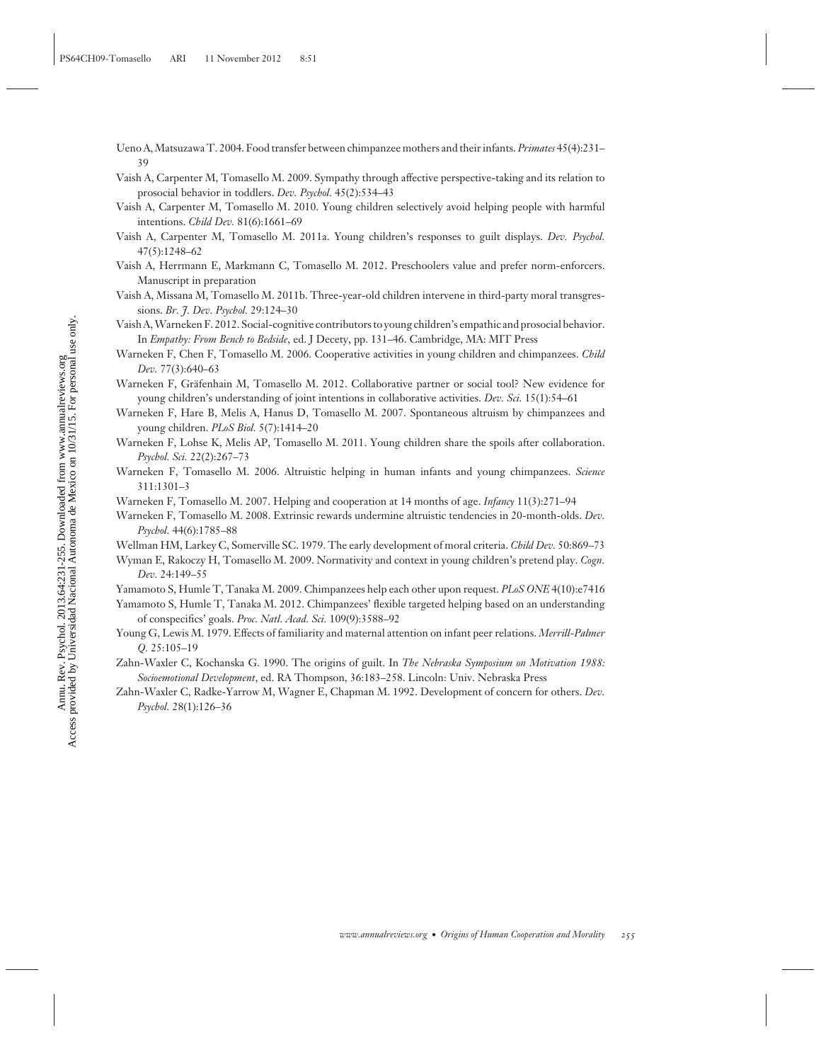Ueno A, Matsuzawa T. 2004. Food transfer between chimpanzee mothers and their infants. *Primates* 45(4):231–39

Vaish A, Carpenter M, Tomasello M. 2009. Sympathy through affective perspective-taking and its relation to prosocial behavior in toddlers. *Dev. Psychol.* 45(2):534–43

Vaish A, Carpenter M, Tomasello M. 2010. Young children selectively avoid helping people with harmful intentions. *Child Dev.* 81(6):1661–69

Vaish A, Carpenter M, Tomasello M. 2011a. Young children's responses to guilt displays. *Dev. Psychol.* 47(5):1248–62

Vaish A, Herrmann E, Markmann C, Tomasello M. 2012. Preschoolers value and prefer norm-enforcers. Manuscript in preparation

Vaish A, Missana M, Tomasello M. 2011b. Three-year-old children intervene in third-party moral transgressions. *Br. J. Dev. Psychol.* 29:124–30

Vaish A, Warneken F. 2012. Social-cognitive contributors to young children's empathic and prosocial behavior. In *Empathy: From Bench to Bedside*, ed. J Decety, pp. 131–46. Cambridge, MA: MIT Press

Warneken F, Chen F, Tomasello M. 2006. Cooperative activities in young children and chimpanzees. *Child Dev.* 77(3):640–63

Warneken F, Gräfenhain M, Tomasello M. 2012. Collaborative partner or social tool? New evidence for young children's understanding of joint intentions in collaborative activities. *Dev. Sci.* 15(1):54–61

Warneken F, Hare B, Melis A, Hanus D, Tomasello M. 2007. Spontaneous altruism by chimpanzees and young children. *PLoS Biol.* 5(7):1414–20

Warneken F, Lohse K, Melis AP, Tomasello M. 2011. Young children share the spoils after collaboration. *Psychol. Sci.* 22(2):267–73

Warneken F, Tomasello M. 2006. Altruistic helping in human infants and young chimpanzees. *Science* 311:1301–3

Warneken F, Tomasello M. 2007. Helping and cooperation at 14 months of age. *Infancy* 11(3):271–94

Warneken F, Tomasello M. 2008. Extrinsic rewards undermine altruistic tendencies in 20-month-olds. *Dev. Psychol.* 44(6):1785–88

Wellman HM, Larkey C, Somerville SC. 1979. The early development of moral criteria. *Child Dev.* 50:869–73

Wyman E, Rakoczy H, Tomasello M. 2009. Normativity and context in young children's pretend play. *Cogn. Dev.* 24:149–55

Yamamoto S, Humle T, Tanaka M. 2009. Chimpanzees help each other upon request. *PLoS ONE* 4(10):e7416

Yamamoto S, Humle T, Tanaka M. 2012. Chimpanzees' flexible targeted helping based on an understanding of conspecifics' goals. *Proc. Natl. Acad. Sci.* 109(9):3588–92

Young G, Lewis M. 1979. Effects of familiarity and maternal attention on infant peer relations. *Merrill-Palmer Q.* 25:105–19

Zahn-Waxler C, Kochanska G. 1990. The origins of guilt. In *The Nebraska Symposium on Motivation 1988: Socioemotional Development*, ed. RA Thompson, 36:183–258. Lincoln: Univ. Nebraska Press

Zahn-Waxler C, Radke-Yarrow M, Wagner E, Chapman M. 1992. Development of concern for others. *Dev. Psychol.* 28(1):126–36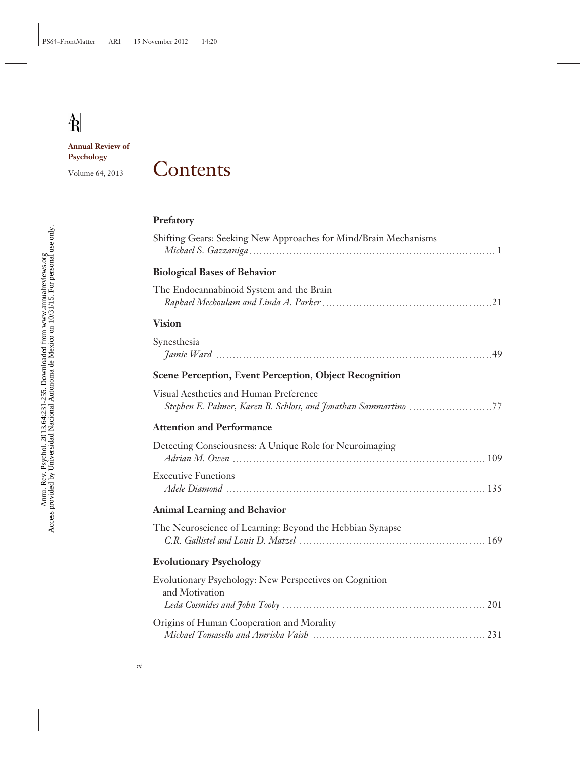**Annual Review of Psychology**

Volume 64, 2013

# Contents

## Prefatory

Shifting Gears: Seeking New Approaches for Mind/Brain Mechanisms
*Michael S. Gazzaniga* . . . . . . . . . . . . . . . . . . . . . . . . . . . . . . . . . . . . . . . . . . . . . . . . . . . 1

## Biological Bases of Behavior

The Endocannabinoid System and the Brain
*Raphael Mechoulam and Linda A. Parker* . . . . . . . . . . . . . . . . . . . . . . . . . . . . . . . . . . 21

## Vision

Synesthesia
*Jamie Ward* . . . . . . . . . . . . . . . . . . . . . . . . . . . . . . . . . . . . . . . . . . . . . . . . . . . . . . . . 49

## Scene Perception, Event Perception, Object Recognition

Visual Aesthetics and Human Preference
*Stephen E. Palmer, Karen B. Schloss, and Jonathan Sammartino* . . . . . . . . . . . . . . . . 77

## Attention and Performance

Detecting Consciousness: A Unique Role for Neuroimaging
*Adrian M. Owen* . . . . . . . . . . . . . . . . . . . . . . . . . . . . . . . . . . . . . . . . . . . . . . . . . . . 109

Executive Functions
*Adele Diamond* . . . . . . . . . . . . . . . . . . . . . . . . . . . . . . . . . . . . . . . . . . . . . . . . . . . . 135

## Animal Learning and Behavior

The Neuroscience of Learning: Beyond the Hebbian Synapse
*C.R. Gallistel and Louis D. Matzel* . . . . . . . . . . . . . . . . . . . . . . . . . . . . . . . . . . . . . 169

## Evolutionary Psychology

Evolutionary Psychology: New Perspectives on Cognition and Motivation
*Leda Cosmides and John Tooby* . . . . . . . . . . . . . . . . . . . . . . . . . . . . . . . . . . . . . . . . 201

Origins of Human Cooperation and Morality
*Michael Tomasello and Amrisha Vaish* . . . . . . . . . . . . . . . . . . . . . . . . . . . . . . . . . . . 231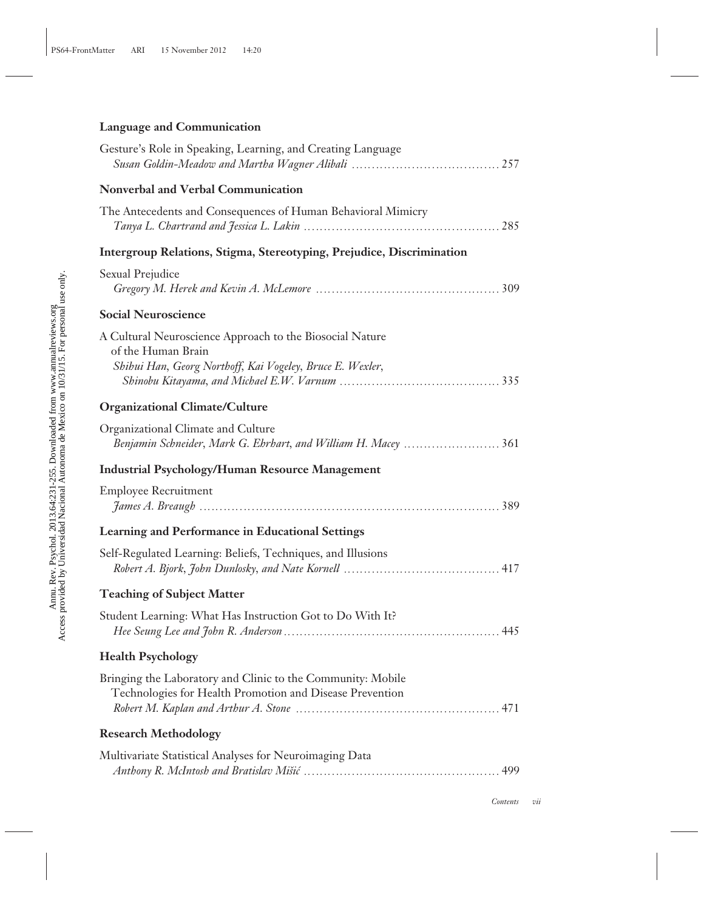**Language and Communication**

Gesture's Role in Speaking, Learning, and Creating Language
*Susan Goldin-Meadow and Martha Wagner Alibali* . . . . . . . . . . . . . . . . . . . . . . . . . . . . . . . . . . . 257

**Nonverbal and Verbal Communication**

The Antecedents and Consequences of Human Behavioral Mimicry
*Tanya L. Chartrand and Jessica L. Lakin* . . . . . . . . . . . . . . . . . . . . . . . . . . . . . . . . . . . . . . . . . . . . 285

**Intergroup Relations, Stigma, Stereotyping, Prejudice, Discrimination**

Sexual Prejudice
*Gregory M. Herek and Kevin A. McLemore* . . . . . . . . . . . . . . . . . . . . . . . . . . . . . . . . . . . . . . . . . . 309

**Social Neuroscience**

A Cultural Neuroscience Approach to the Biosocial Nature of the Human Brain
*Shihui Han, Georg Northoff, Kai Vogeley, Bruce E. Wexler, Shinobu Kitayama, and Michael E.W. Varnum* . . . . . . . . . . . . . . . . . . . . . . . . . . . . . . . . . . . . . 335

**Organizational Climate/Culture**

Organizational Climate and Culture
*Benjamin Schneider, Mark G. Ehrhart, and William H. Macey* . . . . . . . . . . . . . . . . . . . . . . . 361

**Industrial Psychology/Human Resource Management**

Employee Recruitment
*James A. Breaugh* . . . . . . . . . . . . . . . . . . . . . . . . . . . . . . . . . . . . . . . . . . . . . . . . . . . . . . . . . . . . . . . . . . 389

**Learning and Performance in Educational Settings**

Self-Regulated Learning: Beliefs, Techniques, and Illusions
*Robert A. Bjork, John Dunlosky, and Nate Kornell* . . . . . . . . . . . . . . . . . . . . . . . . . . . . . . . . . . . . 417

**Teaching of Subject Matter**

Student Learning: What Has Instruction Got to Do With It?
*Hee Seung Lee and John R. Anderson* . . . . . . . . . . . . . . . . . . . . . . . . . . . . . . . . . . . . . . . . . . . . . . . . . 445

**Health Psychology**

Bringing the Laboratory and Clinic to the Community: Mobile Technologies for Health Promotion and Disease Prevention
*Robert M. Kaplan and Arthur A. Stone* . . . . . . . . . . . . . . . . . . . . . . . . . . . . . . . . . . . . . . . . . . . . . . . . 471

**Research Methodology**

Multivariate Statistical Analyses for Neuroimaging Data
*Anthony R. McIntosh and Bratislav Mišić* . . . . . . . . . . . . . . . . . . . . . . . . . . . . . . . . . . . . . . . . . . . . . 499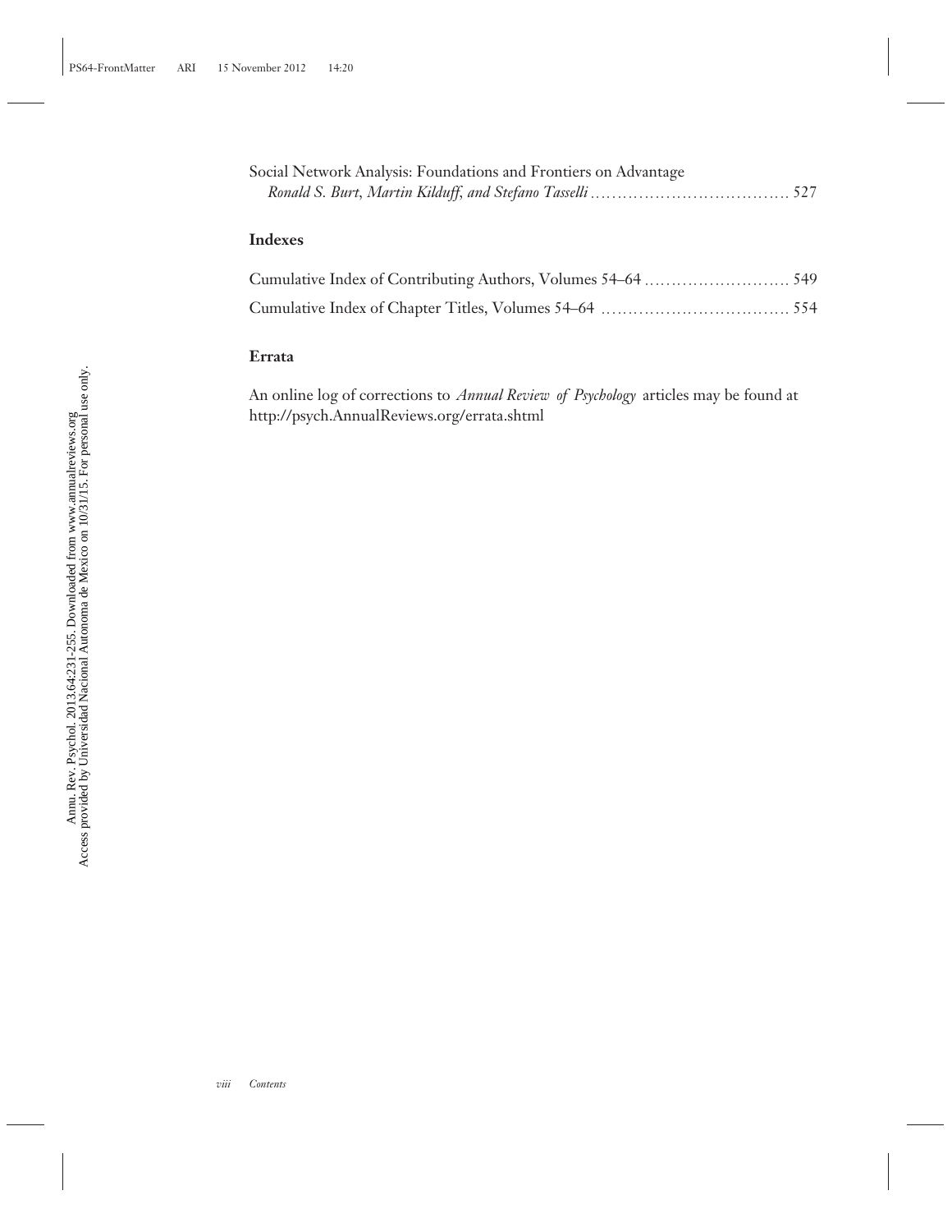Social Network Analysis: Foundations and Frontiers on Advantage
*Ronald S. Burt, Martin Kilduff, and Stefano Tasselli* . . . . . . . . . . . . . . . . . . . . . . . . . . . . . . . . . . 527

## Indexes

Cumulative Index of Contributing Authors, Volumes 54–64 . . . . . . . . . . . . . . . . . . . . . . . . . 549

Cumulative Index of Chapter Titles, Volumes 54–64 . . . . . . . . . . . . . . . . . . . . . . . . . . . . . . . . 554

## Errata

An online log of corrections to *Annual Review of Psychology* articles may be found at http://psych.AnnualReviews.org/errata.shtml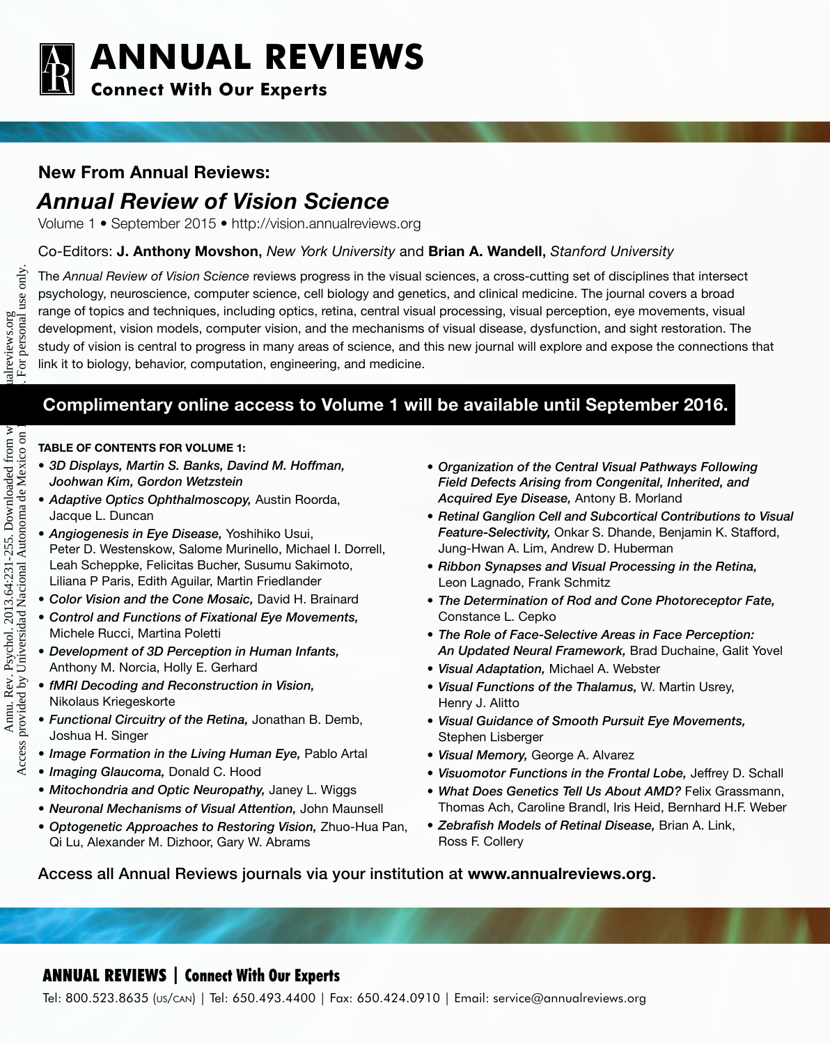# ANNUAL REVIEWS

**Connect With Our Experts**

## New From Annual Reviews:

## *Annual Review of Vision Science*

Volume 1 • September 2015 • http://vision.annualreviews.org

Co-Editors: **J. Anthony Movshon,** *New York University* and **Brian A. Wandell,** *Stanford University*

The *Annual Review of Vision Science* reviews progress in the visual sciences, a cross-cutting set of disciplines that intersect psychology, neuroscience, computer science, cell biology and genetics, and clinical medicine. The journal covers a broad range of topics and techniques, including optics, retina, central visual processing, visual perception, eye movements, visual development, vision models, computer vision, and the mechanisms of visual disease, dysfunction, and sight restoration. The study of vision is central to progress in many areas of science, and this new journal will explore and expose the connections that link it to biology, behavior, computation, engineering, and medicine.

**Complimentary online access to Volume 1 will be available until September 2016.**

**TABLE OF CONTENTS FOR VOLUME 1:**

- ***3D Displays, Martin S. Banks, Davind M. Hoffman, Joohwan Kim, Gordon Wetzstein***
- ***Adaptive Optics Ophthalmoscopy,*** Austin Roorda, Jacque L. Duncan
- ***Angiogenesis in Eye Disease,*** Yoshihiko Usui, Peter D. Westenskow, Salome Murinello, Michael I. Dorrell, Leah Scheppke, Felicitas Bucher, Susumu Sakimoto, Liliana P Paris, Edith Aguilar, Martin Friedlander
- ***Color Vision and the Cone Mosaic,*** David H. Brainard
- ***Control and Functions of Fixational Eye Movements,*** Michele Rucci, Martina Poletti
- ***Development of 3D Perception in Human Infants,*** Anthony M. Norcia, Holly E. Gerhard
- ***fMRI Decoding and Reconstruction in Vision,*** Nikolaus Kriegeskorte
- ***Functional Circuitry of the Retina,*** Jonathan B. Demb, Joshua H. Singer
- ***Image Formation in the Living Human Eye,*** Pablo Artal
- ***Imaging Glaucoma,*** Donald C. Hood
- ***Mitochondria and Optic Neuropathy,*** Janey L. Wiggs
- ***Neuronal Mechanisms of Visual Attention,*** John Maunsell
- ***Optogenetic Approaches to Restoring Vision,*** Zhuo-Hua Pan, Qi Lu, Alexander M. Dizhoor, Gary W. Abrams
- ***Organization of the Central Visual Pathways Following Field Defects Arising from Congenital, Inherited, and Acquired Eye Disease,*** Antony B. Morland
- ***Retinal Ganglion Cell and Subcortical Contributions to Visual Feature-Selectivity,*** Onkar S. Dhande, Benjamin K. Stafford, Jung-Hwan A. Lim, Andrew D. Huberman
- ***Ribbon Synapses and Visual Processing in the Retina,*** Leon Lagnado, Frank Schmitz
- ***The Determination of Rod and Cone Photoreceptor Fate,*** Constance L. Cepko
- ***The Role of Face-Selective Areas in Face Perception: An Updated Neural Framework,*** Brad Duchaine, Galit Yovel
- ***Visual Adaptation,*** Michael A. Webster
- ***Visual Functions of the Thalamus,*** W. Martin Usrey, Henry J. Alitto
- ***Visual Guidance of Smooth Pursuit Eye Movements,*** Stephen Lisberger
- ***Visual Memory,*** George A. Alvarez
- ***Visuomotor Functions in the Frontal Lobe,*** Jeffrey D. Schall
- ***What Does Genetics Tell Us About AMD?*** Felix Grassmann, Thomas Ach, Caroline Brandl, Iris Heid, Bernhard H.F. Weber
- ***Zebrafish Models of Retinal Disease,*** Brian A. Link, Ross F. Collery

Access all Annual Reviews journals via your institution at **www.annualreviews.org.**

**ANNUAL REVIEWS | Connect With Our Experts**

Tel: 800.523.8635 (US/CAN) | Tel: 650.493.4400 | Fax: 650.424.0910 | Email: service@annualreviews.org